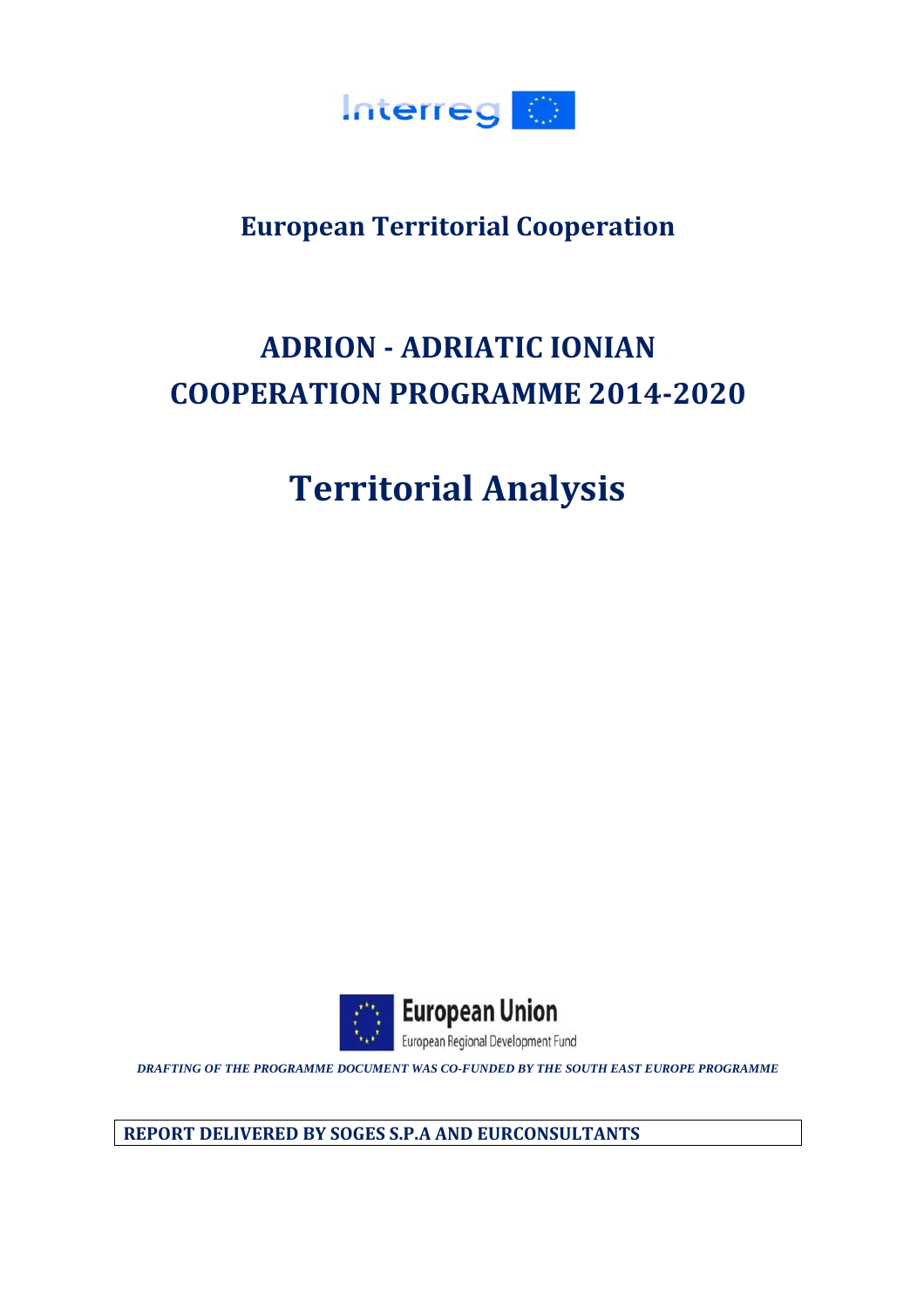Interreg

## European Territorial Cooperation

# ADRION - ADRIATIC IONIAN COOPERATION PROGRAMME 2014-2020

# Territorial Analysis

European Union

European Regional Development Fund

*DRAFTING OF THE PROGRAMME DOCUMENT WAS CO-FUNDED BY THE SOUTH EAST EUROPE PROGRAMME*

**REPORT DELIVERED BY SOGES S.P.A AND EURCONSULTANTS**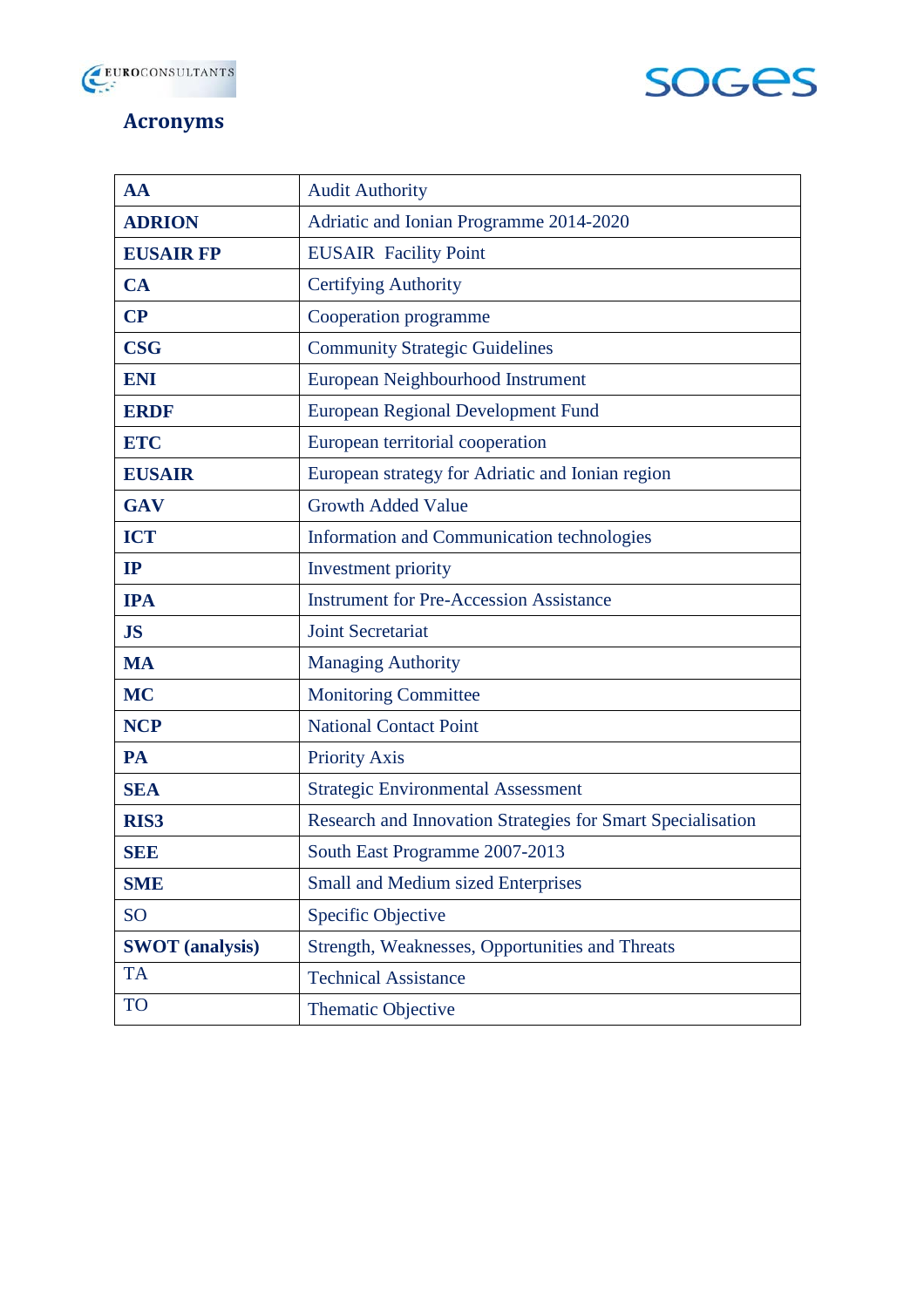## Acronyms

| | |
|---|---|
| **AA** | Audit Authority |
| **ADRION** | Adriatic and Ionian Programme 2014-2020 |
| **EUSAIR FP** | EUSAIR Facility Point |
| **CA** | Certifying Authority |
| **CP** | Cooperation programme |
| **CSG** | Community Strategic Guidelines |
| **ENI** | European Neighbourhood Instrument |
| **ERDF** | European Regional Development Fund |
| **ETC** | European territorial cooperation |
| **EUSAIR** | European strategy for Adriatic and Ionian region |
| **GAV** | Growth Added Value |
| **ICT** | Information and Communication technologies |
| **IP** | Investment priority |
| **IPA** | Instrument for Pre-Accession Assistance |
| **JS** | Joint Secretariat |
| **MA** | Managing Authority |
| **MC** | Monitoring Committee |
| **NCP** | National Contact Point |
| **PA** | Priority Axis |
| **SEA** | Strategic Environmental Assessment |
| **RIS3** | Research and Innovation Strategies for Smart Specialisation |
| **SEE** | South East Programme 2007-2013 |
| **SME** | Small and Medium sized Enterprises |
| SO | Specific Objective |
| **SWOT (analysis)** | Strength, Weaknesses, Opportunities and Threats |
| TA | Technical Assistance |
| TO | Thematic Objective |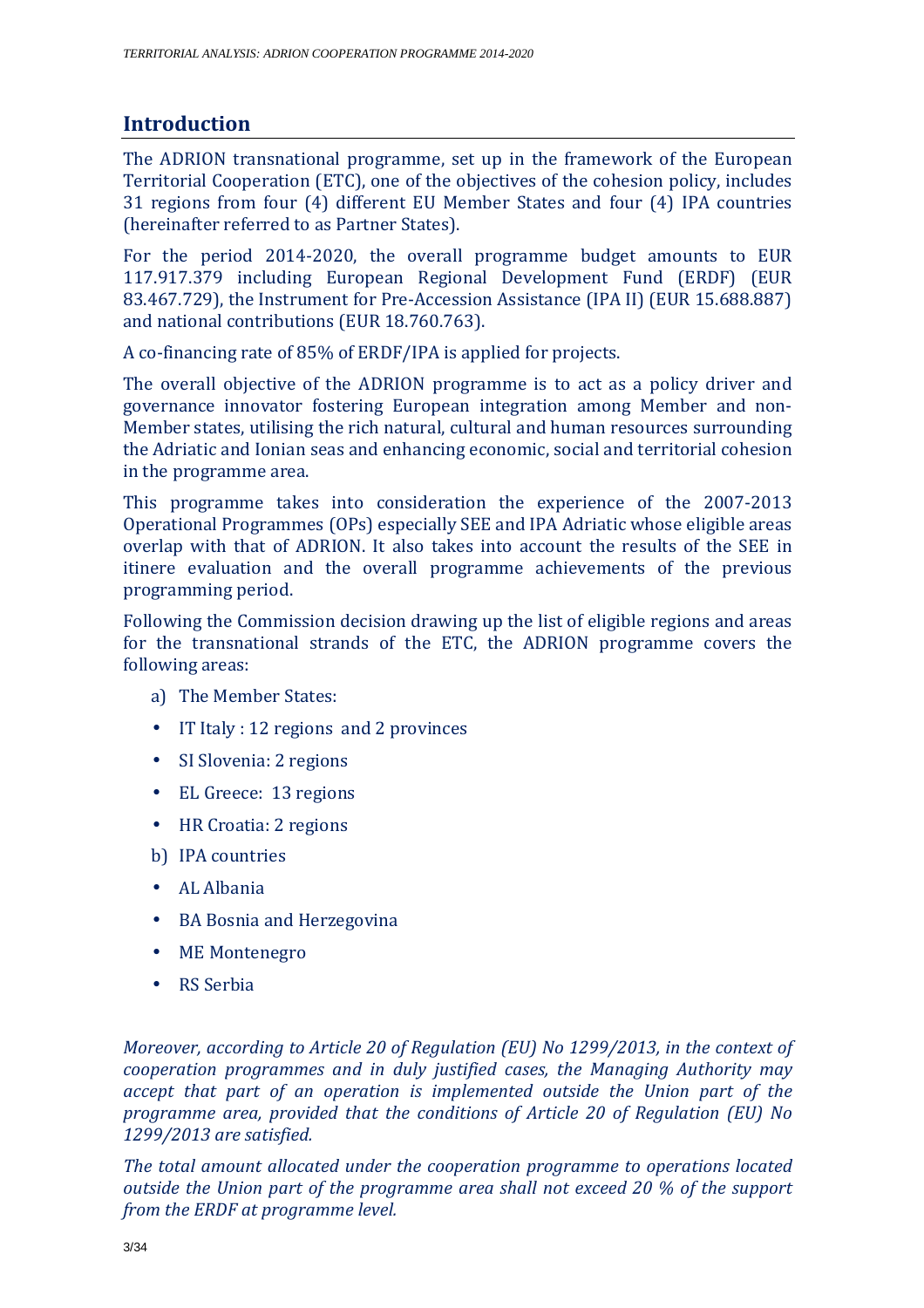## Introduction

The ADRION transnational programme, set up in the framework of the European Territorial Cooperation (ETC), one of the objectives of the cohesion policy, includes 31 regions from four (4) different EU Member States and four (4) IPA countries (hereinafter referred to as Partner States).

For the period 2014-2020, the overall programme budget amounts to EUR 117.917.379 including European Regional Development Fund (ERDF) (EUR 83.467.729), the Instrument for Pre-Accession Assistance (IPA II) (EUR 15.688.887) and national contributions (EUR 18.760.763).

A co-financing rate of 85% of ERDF/IPA is applied for projects.

The overall objective of the ADRION programme is to act as a policy driver and governance innovator fostering European integration among Member and non-Member states, utilising the rich natural, cultural and human resources surrounding the Adriatic and Ionian seas and enhancing economic, social and territorial cohesion in the programme area.

This programme takes into consideration the experience of the 2007-2013 Operational Programmes (OPs) especially SEE and IPA Adriatic whose eligible areas overlap with that of ADRION. It also takes into account the results of the SEE in itinere evaluation and the overall programme achievements of the previous programming period.

Following the Commission decision drawing up the list of eligible regions and areas for the transnational strands of the ETC, the ADRION programme covers the following areas:

a) The Member States:

- IT Italy : 12 regions and 2 provinces
- SI Slovenia: 2 regions
- EL Greece: 13 regions
- HR Croatia: 2 regions

b) IPA countries

- AL Albania
- BA Bosnia and Herzegovina
- ME Montenegro
- RS Serbia

*Moreover, according to Article 20 of Regulation (EU) No 1299/2013, in the context of cooperation programmes and in duly justified cases, the Managing Authority may accept that part of an operation is implemented outside the Union part of the programme area, provided that the conditions of Article 20 of Regulation (EU) No 1299/2013 are satisfied.*

*The total amount allocated under the cooperation programme to operations located outside the Union part of the programme area shall not exceed 20 % of the support from the ERDF at programme level.*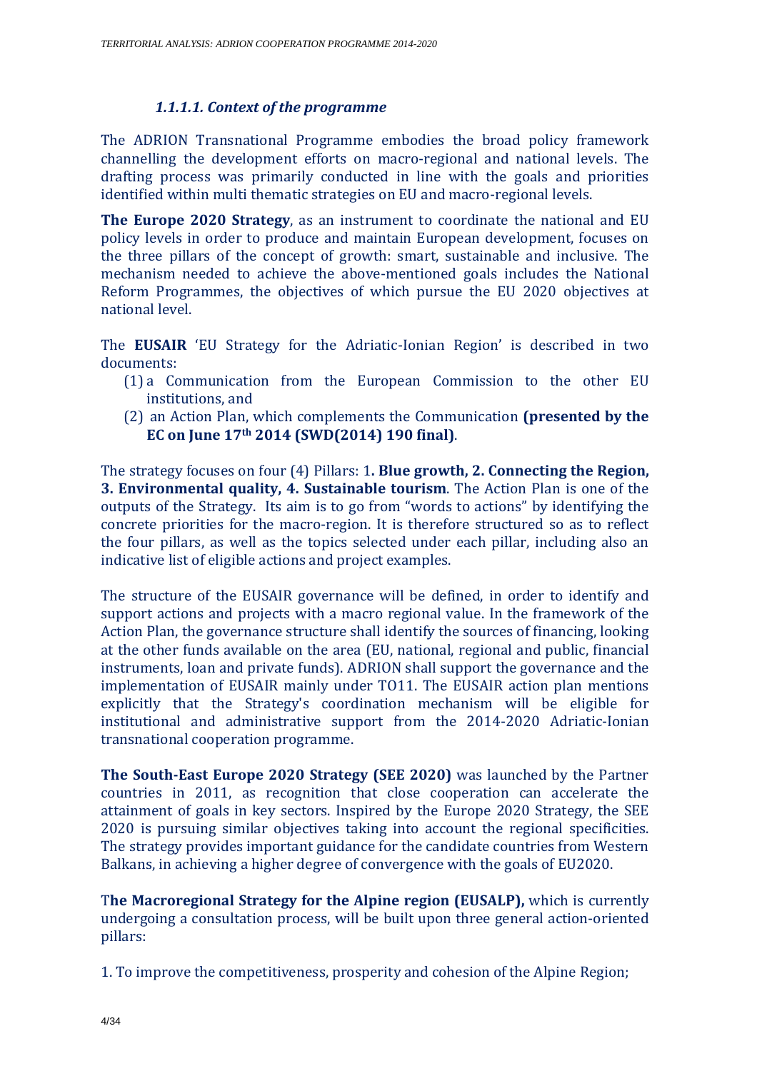#### *1.1.1.1. Context of the programme*

The ADRION Transnational Programme embodies the broad policy framework channelling the development efforts on macro-regional and national levels. The drafting process was primarily conducted in line with the goals and priorities identified within multi thematic strategies on EU and macro-regional levels.

**The Europe 2020 Strategy**, as an instrument to coordinate the national and EU policy levels in order to produce and maintain European development, focuses on the three pillars of the concept of growth: smart, sustainable and inclusive. The mechanism needed to achieve the above-mentioned goals includes the National Reform Programmes, the objectives of which pursue the EU 2020 objectives at national level.

The **EUSAIR** 'EU Strategy for the Adriatic-Ionian Region' is described in two documents:

(1) a Communication from the European Commission to the other EU institutions, and
(2) an Action Plan, which complements the Communication **(presented by the EC on June 17th 2014 (SWD(2014) 190 final)**.

The strategy focuses on four (4) Pillars: 1**. Blue growth, 2. Connecting the Region, 3. Environmental quality, 4. Sustainable tourism**. The Action Plan is one of the outputs of the Strategy. Its aim is to go from "words to actions" by identifying the concrete priorities for the macro-region. It is therefore structured so as to reflect the four pillars, as well as the topics selected under each pillar, including also an indicative list of eligible actions and project examples.

The structure of the EUSAIR governance will be defined, in order to identify and support actions and projects with a macro regional value. In the framework of the Action Plan, the governance structure shall identify the sources of financing, looking at the other funds available on the area (EU, national, regional and public, financial instruments, loan and private funds). ADRION shall support the governance and the implementation of EUSAIR mainly under TO11. The EUSAIR action plan mentions explicitly that the Strategy's coordination mechanism will be eligible for institutional and administrative support from the 2014-2020 Adriatic-Ionian transnational cooperation programme.

**The South-East Europe 2020 Strategy (SEE 2020)** was launched by the Partner countries in 2011, as recognition that close cooperation can accelerate the attainment of goals in key sectors. Inspired by the Europe 2020 Strategy, the SEE 2020 is pursuing similar objectives taking into account the regional specificities. The strategy provides important guidance for the candidate countries from Western Balkans, in achieving a higher degree of convergence with the goals of EU2020.

T**he Macroregional Strategy for the Alpine region (EUSALP),** which is currently undergoing a consultation process, will be built upon three general action-oriented pillars:

1. To improve the competitiveness, prosperity and cohesion of the Alpine Region;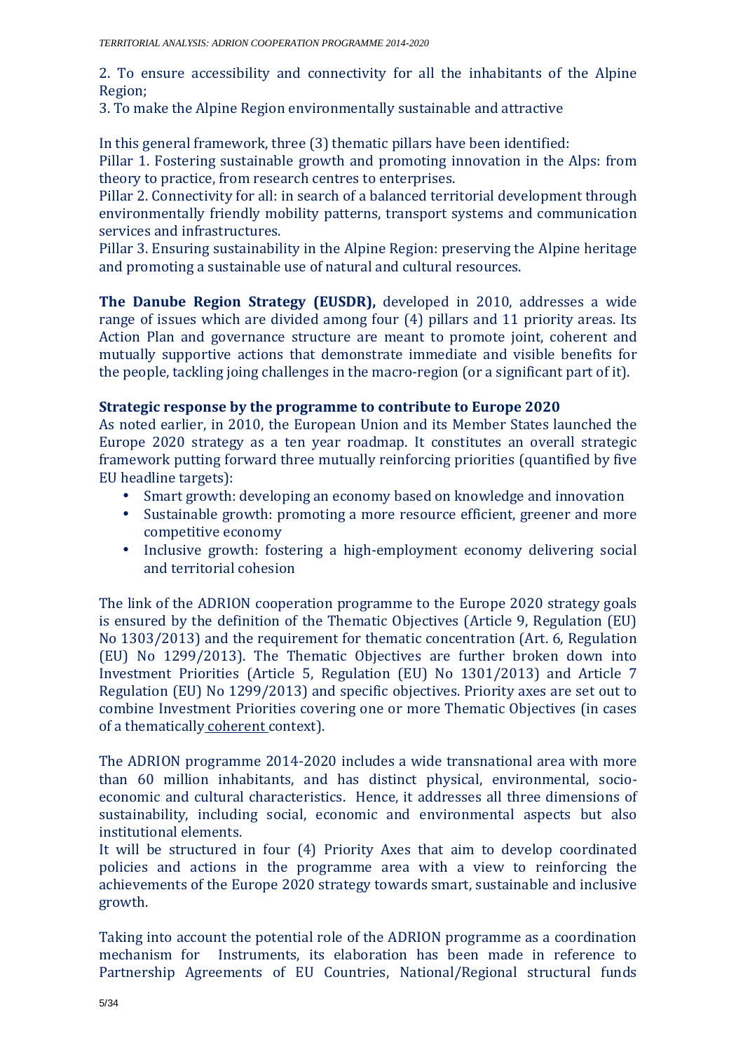2. To ensure accessibility and connectivity for all the inhabitants of the Alpine Region;
3. To make the Alpine Region environmentally sustainable and attractive

In this general framework, three (3) thematic pillars have been identified:
Pillar 1. Fostering sustainable growth and promoting innovation in the Alps: from theory to practice, from research centres to enterprises.
Pillar 2. Connectivity for all: in search of a balanced territorial development through environmentally friendly mobility patterns, transport systems and communication services and infrastructures.
Pillar 3. Ensuring sustainability in the Alpine Region: preserving the Alpine heritage and promoting a sustainable use of natural and cultural resources.

**The Danube Region Strategy (EUSDR),** developed in 2010, addresses a wide range of issues which are divided among four (4) pillars and 11 priority areas. Its Action Plan and governance structure are meant to promote joint, coherent and mutually supportive actions that demonstrate immediate and visible benefits for the people, tackling joing challenges in the macro-region (or a significant part of it).

**Strategic response by the programme to contribute to Europe 2020**

As noted earlier, in 2010, the European Union and its Member States launched the Europe 2020 strategy as a ten year roadmap. It constitutes an overall strategic framework putting forward three mutually reinforcing priorities (quantified by five EU headline targets):

- Smart growth: developing an economy based on knowledge and innovation
- Sustainable growth: promoting a more resource efficient, greener and more competitive economy
- Inclusive growth: fostering a high-employment economy delivering social and territorial cohesion

The link of the ADRION cooperation programme to the Europe 2020 strategy goals is ensured by the definition of the Thematic Objectives (Article 9, Regulation (EU) No 1303/2013) and the requirement for thematic concentration (Art. 6, Regulation (EU) No 1299/2013). The Thematic Objectives are further broken down into Investment Priorities (Article 5, Regulation (EU) No 1301/2013) and Article 7 Regulation (EU) No 1299/2013) and specific objectives. Priority axes are set out to combine Investment Priorities covering one or more Thematic Objectives (in cases of a thematically coherent context).

The ADRION programme 2014-2020 includes a wide transnational area with more than 60 million inhabitants, and has distinct physical, environmental, socio-economic and cultural characteristics. Hence, it addresses all three dimensions of sustainability, including social, economic and environmental aspects but also institutional elements.
It will be structured in four (4) Priority Axes that aim to develop coordinated policies and actions in the programme area with a view to reinforcing the achievements of the Europe 2020 strategy towards smart, sustainable and inclusive growth.

Taking into account the potential role of the ADRION programme as a coordination mechanism for Instruments, its elaboration has been made in reference to Partnership Agreements of EU Countries, National/Regional structural funds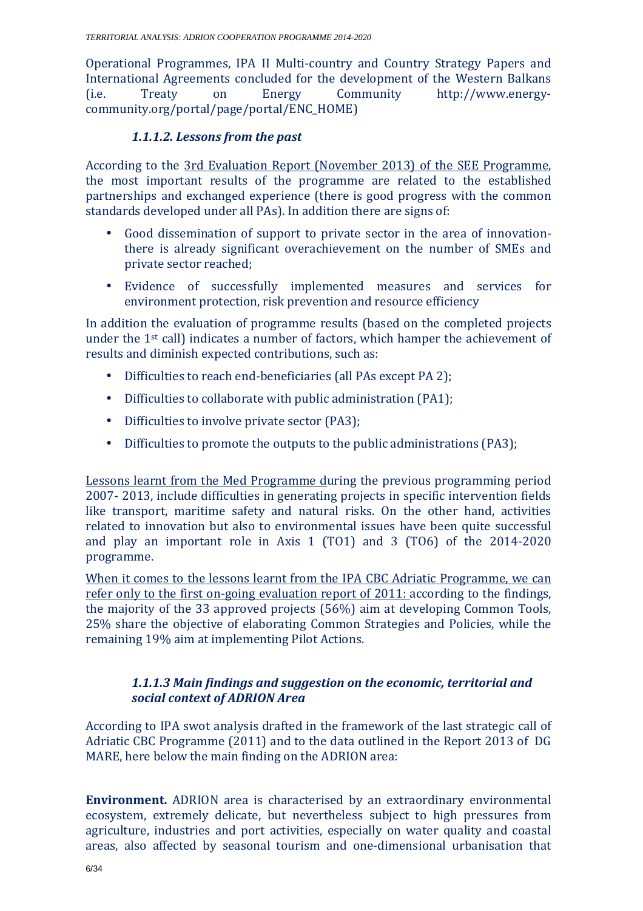Operational Programmes, IPA II Multi-country and Country Strategy Papers and International Agreements concluded for the development of the Western Balkans (i.e. Treaty on Energy Community http://www.energy-community.org/portal/page/portal/ENC_HOME)

### *1.1.1.2. Lessons from the past*

According to the 3rd Evaluation Report (November 2013) of the SEE Programme, the most important results of the programme are related to the established partnerships and exchanged experience (there is good progress with the common standards developed under all PAs). In addition there are signs of:

- Good dissemination of support to private sector in the area of innovation- there is already significant overachievement on the number of SMEs and private sector reached;
- Evidence of successfully implemented measures and services for environment protection, risk prevention and resource efficiency

In addition the evaluation of programme results (based on the completed projects under the 1st call) indicates a number of factors, which hamper the achievement of results and diminish expected contributions, such as:

- Difficulties to reach end-beneficiaries (all PAs except PA 2);
- Difficulties to collaborate with public administration (PA1);
- Difficulties to involve private sector (PA3);
- Difficulties to promote the outputs to the public administrations (PA3);

Lessons learnt from the Med Programme during the previous programming period 2007- 2013, include difficulties in generating projects in specific intervention fields like transport, maritime safety and natural risks. On the other hand, activities related to innovation but also to environmental issues have been quite successful and play an important role in Axis 1 (TO1) and 3 (TO6) of the 2014-2020 programme.

When it comes to the lessons learnt from the IPA CBC Adriatic Programme, we can refer only to the first on-going evaluation report of 2011: according to the findings, the majority of the 33 approved projects (56%) aim at developing Common Tools, 25% share the objective of elaborating Common Strategies and Policies, while the remaining 19% aim at implementing Pilot Actions.

### *1.1.1.3 Main findings and suggestion on the economic, territorial and social context of ADRION Area*

According to IPA swot analysis drafted in the framework of the last strategic call of Adriatic CBC Programme (2011) and to the data outlined in the Report 2013 of DG MARE, here below the main finding on the ADRION area:

**Environment.** ADRION area is characterised by an extraordinary environmental ecosystem, extremely delicate, but nevertheless subject to high pressures from agriculture, industries and port activities, especially on water quality and coastal areas, also affected by seasonal tourism and one-dimensional urbanisation that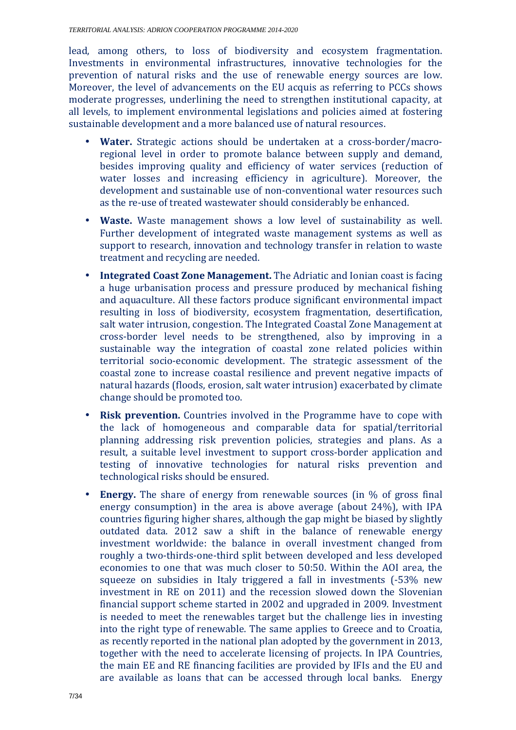lead, among others, to loss of biodiversity and ecosystem fragmentation. Investments in environmental infrastructures, innovative technologies for the prevention of natural risks and the use of renewable energy sources are low. Moreover, the level of advancements on the EU acquis as referring to PCCs shows moderate progresses, underlining the need to strengthen institutional capacity, at all levels, to implement environmental legislations and policies aimed at fostering sustainable development and a more balanced use of natural resources.

- **Water.** Strategic actions should be undertaken at a cross-border/macro-regional level in order to promote balance between supply and demand, besides improving quality and efficiency of water services (reduction of water losses and increasing efficiency in agriculture). Moreover, the development and sustainable use of non-conventional water resources such as the re-use of treated wastewater should considerably be enhanced.
- **Waste.** Waste management shows a low level of sustainability as well. Further development of integrated waste management systems as well as support to research, innovation and technology transfer in relation to waste treatment and recycling are needed.
- **Integrated Coast Zone Management.** The Adriatic and Ionian coast is facing a huge urbanisation process and pressure produced by mechanical fishing and aquaculture. All these factors produce significant environmental impact resulting in loss of biodiversity, ecosystem fragmentation, desertification, salt water intrusion, congestion. The Integrated Coastal Zone Management at cross-border level needs to be strengthened, also by improving in a sustainable way the integration of coastal zone related policies within territorial socio-economic development. The strategic assessment of the coastal zone to increase coastal resilience and prevent negative impacts of natural hazards (floods, erosion, salt water intrusion) exacerbated by climate change should be promoted too.
- **Risk prevention.** Countries involved in the Programme have to cope with the lack of homogeneous and comparable data for spatial/territorial planning addressing risk prevention policies, strategies and plans. As a result, a suitable level investment to support cross-border application and testing of innovative technologies for natural risks prevention and technological risks should be ensured.
- **Energy.** The share of energy from renewable sources (in % of gross final energy consumption) in the area is above average (about 24%), with IPA countries figuring higher shares, although the gap might be biased by slightly outdated data. 2012 saw a shift in the balance of renewable energy investment worldwide: the balance in overall investment changed from roughly a two-thirds-one-third split between developed and less developed economies to one that was much closer to 50:50. Within the AOI area, the squeeze on subsidies in Italy triggered a fall in investments (-53% new investment in RE on 2011) and the recession slowed down the Slovenian financial support scheme started in 2002 and upgraded in 2009. Investment is needed to meet the renewables target but the challenge lies in investing into the right type of renewable. The same applies to Greece and to Croatia, as recently reported in the national plan adopted by the government in 2013, together with the need to accelerate licensing of projects. In IPA Countries, the main EE and RE financing facilities are provided by IFIs and the EU and are available as loans that can be accessed through local banks. Energy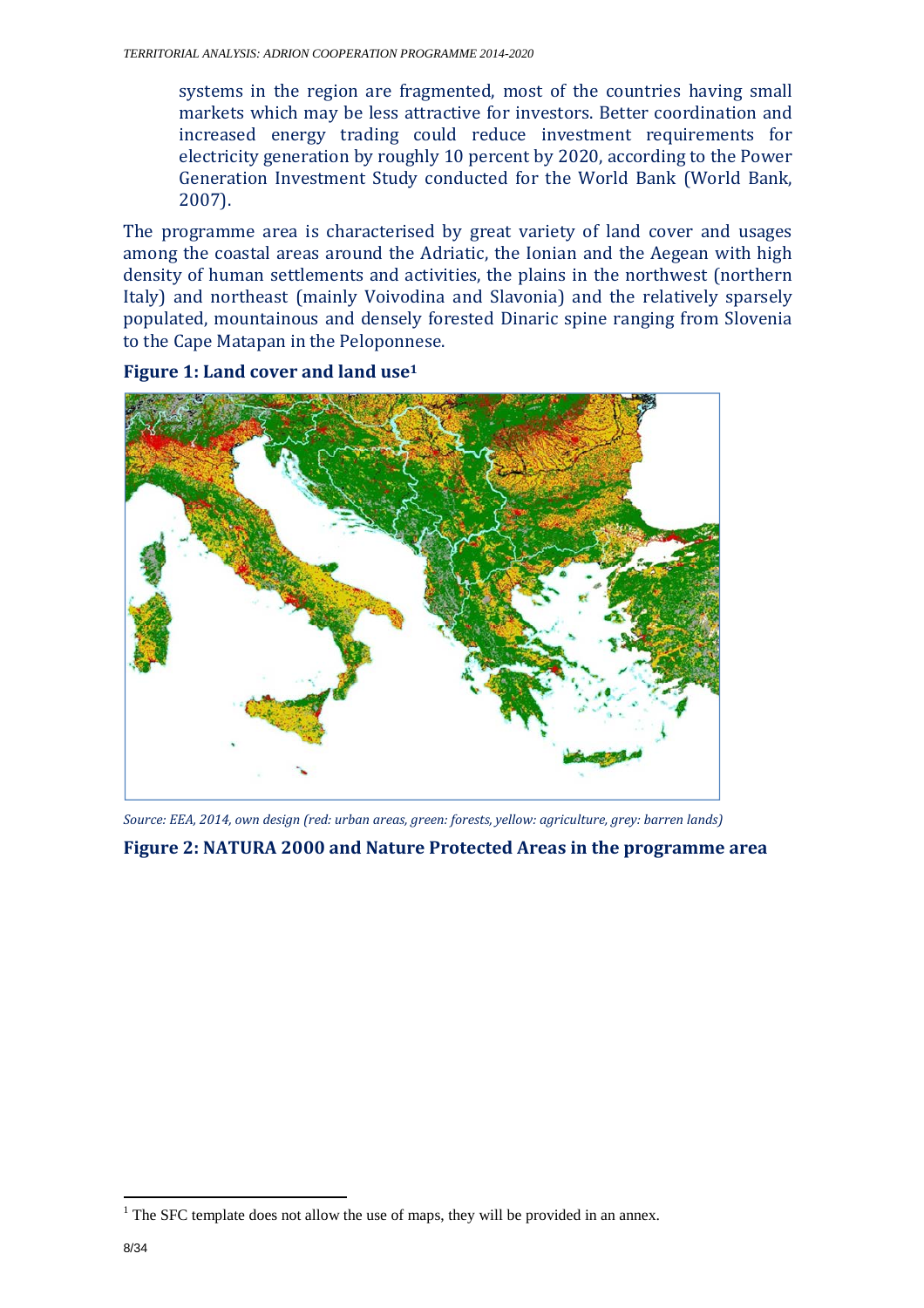systems in the region are fragmented, most of the countries having small markets which may be less attractive for investors. Better coordination and increased energy trading could reduce investment requirements for electricity generation by roughly 10 percent by 2020, according to the Power Generation Investment Study conducted for the World Bank (World Bank, 2007).

The programme area is characterised by great variety of land cover and usages among the coastal areas around the Adriatic, the Ionian and the Aegean with high density of human settlements and activities, the plains in the northwest (northern Italy) and northeast (mainly Voivodina and Slavonia) and the relatively sparsely populated, mountainous and densely forested Dinaric spine ranging from Slovenia to the Cape Matapan in the Peloponnese.

**Figure 1: Land cover and land use[1]**

*Source: EEA, 2014, own design (red: urban areas, green: forests, yellow: agriculture, grey: barren lands)*

**Figure 2: NATURA 2000 and Nature Protected Areas in the programme area**

[1] The SFC template does not allow the use of maps, they will be provided in an annex.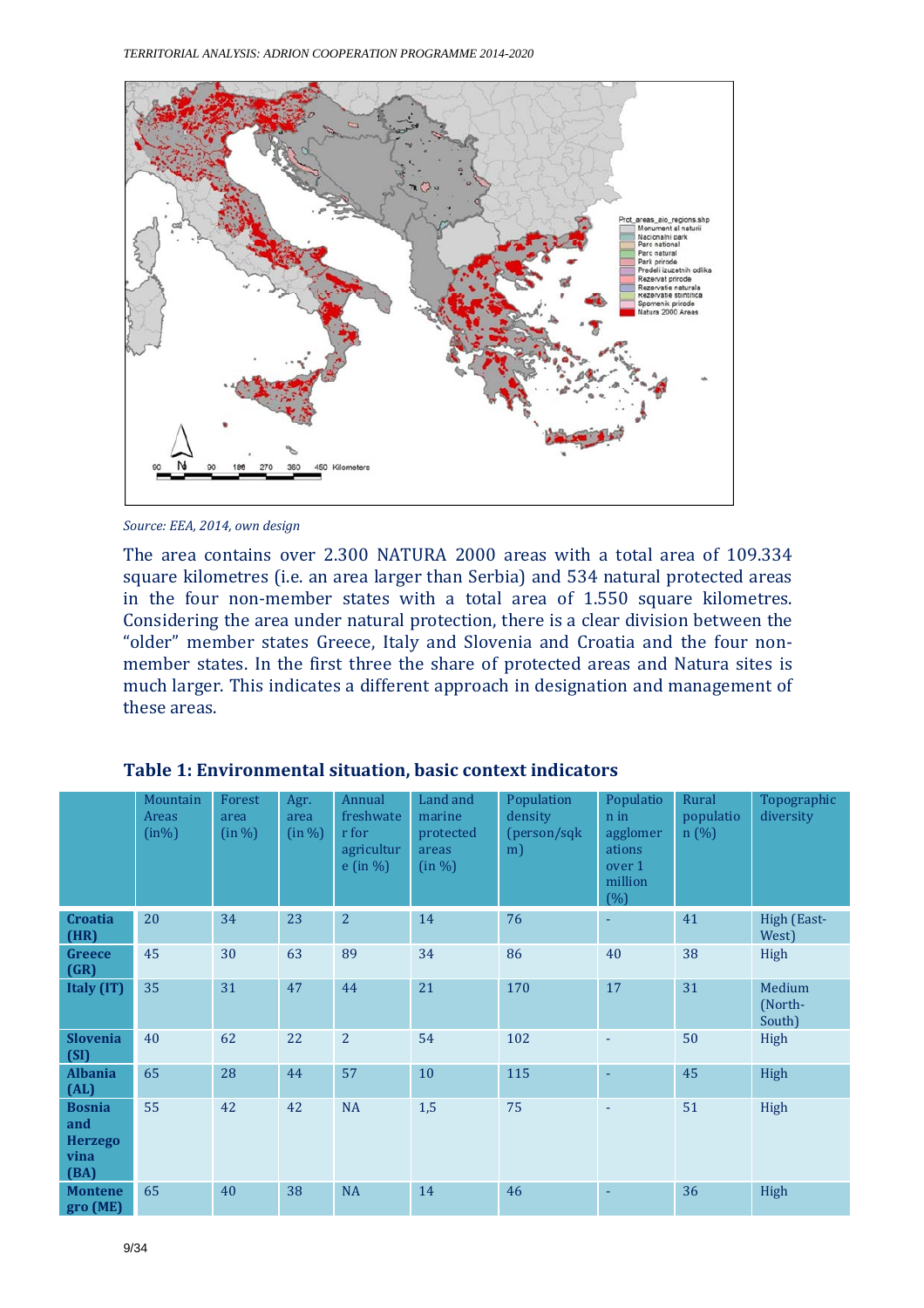Prot_areas_aio_regions.shp
Monument al naturii
Nacionalni park
Parc national
Parc natural
Park prirode
Predeli izuzetnih odlika
Rezervat prirode
Rezervatie naturala
Rezervatie stiintifica
Spomenik prirode
Natura 2000 Areas

90 N 90 180 270 360 450 Kilometers

*Source: EEA, 2014, own design*

The area contains over 2.300 NATURA 2000 areas with a total area of 109.334 square kilometres (i.e. an area larger than Serbia) and 534 natural protected areas in the four non-member states with a total area of 1.550 square kilometres. Considering the area under natural protection, there is a clear division between the "older" member states Greece, Italy and Slovenia and Croatia and the four non-member states. In the first three the share of protected areas and Natura sites is much larger. This indicates a different approach in designation and management of these areas.

**Table 1: Environmental situation, basic context indicators**

| | Mountain Areas (in%) | Forest area (in %) | Agr. area (in %) | Annual freshwater for agriculture (in %) | Land and marine protected areas (in %) | Population density (person/sqkm) | Population in agglomerations over 1 million (%) | Rural population (%) | Topographic diversity |
|---|---|---|---|---|---|---|---|---|---|
| **Croatia (HR)** | 20 | 34 | 23 | 2 | 14 | 76 | - | 41 | High (East-West) |
| **Greece (GR)** | 45 | 30 | 63 | 89 | 34 | 86 | 40 | 38 | High |
| **Italy (IT)** | 35 | 31 | 47 | 44 | 21 | 170 | 17 | 31 | Medium (North-South) |
| **Slovenia (SI)** | 40 | 62 | 22 | 2 | 54 | 102 | - | 50 | High |
| **Albania (AL)** | 65 | 28 | 44 | 57 | 10 | 115 | - | 45 | High |
| **Bosnia and Herzegovina (BA)** | 55 | 42 | 42 | NA | 1,5 | 75 | - | 51 | High |
| **Montenegro (ME)** | 65 | 40 | 38 | NA | 14 | 46 | - | 36 | High |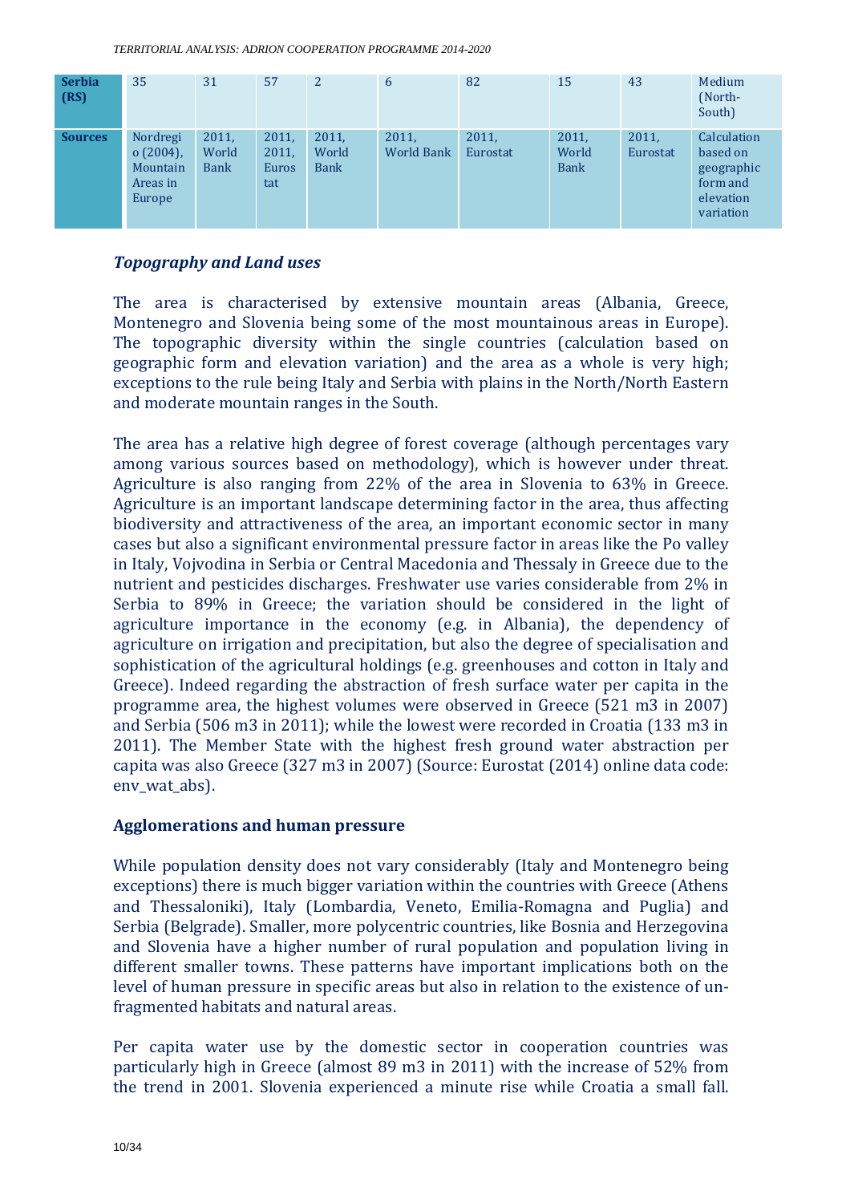| | | | | | | | | | |
|---|---|---|---|---|---|---|---|---|---|
| **Serbia (RS)** | 35 | 31 | 57 | 2 | 6 | 82 | 15 | 43 | Medium (North-South) |
| **Sources** | Nordregio (2004), Mountain Areas in Europe | 2011, World Bank | 2011, 2011, Eurostat | 2011, World Bank | 2011, World Bank | 2011, Eurostat | 2011, World Bank | 2011, Eurostat | Calculation based on geographic form and elevation variation |

### *Topography and Land uses*

The area is characterised by extensive mountain areas (Albania, Greece, Montenegro and Slovenia being some of the most mountainous areas in Europe). The topographic diversity within the single countries (calculation based on geographic form and elevation variation) and the area as a whole is very high; exceptions to the rule being Italy and Serbia with plains in the North/North Eastern and moderate mountain ranges in the South.

The area has a relative high degree of forest coverage (although percentages vary among various sources based on methodology), which is however under threat. Agriculture is also ranging from 22% of the area in Slovenia to 63% in Greece. Agriculture is an important landscape determining factor in the area, thus affecting biodiversity and attractiveness of the area, an important economic sector in many cases but also a significant environmental pressure factor in areas like the Po valley in Italy, Vojvodina in Serbia or Central Macedonia and Thessaly in Greece due to the nutrient and pesticides discharges. Freshwater use varies considerable from 2% in Serbia to 89% in Greece; the variation should be considered in the light of agriculture importance in the economy (e.g. in Albania), the dependency of agriculture on irrigation and precipitation, but also the degree of specialisation and sophistication of the agricultural holdings (e.g. greenhouses and cotton in Italy and Greece). Indeed regarding the abstraction of fresh surface water per capita in the programme area, the highest volumes were observed in Greece (521 m3 in 2007) and Serbia (506 m3 in 2011); while the lowest were recorded in Croatia (133 m3 in 2011). The Member State with the highest fresh ground water abstraction per capita was also Greece (327 m3 in 2007) (Source: Eurostat (2014) online data code: env_wat_abs).

### **Agglomerations and human pressure**

While population density does not vary considerably (Italy and Montenegro being exceptions) there is much bigger variation within the countries with Greece (Athens and Thessaloniki), Italy (Lombardia, Veneto, Emilia-Romagna and Puglia) and Serbia (Belgrade). Smaller, more polycentric countries, like Bosnia and Herzegovina and Slovenia have a higher number of rural population and population living in different smaller towns. These patterns have important implications both on the level of human pressure in specific areas but also in relation to the existence of un-fragmented habitats and natural areas.

Per capita water use by the domestic sector in cooperation countries was particularly high in Greece (almost 89 m3 in 2011) with the increase of 52% from the trend in 2001. Slovenia experienced a minute rise while Croatia a small fall.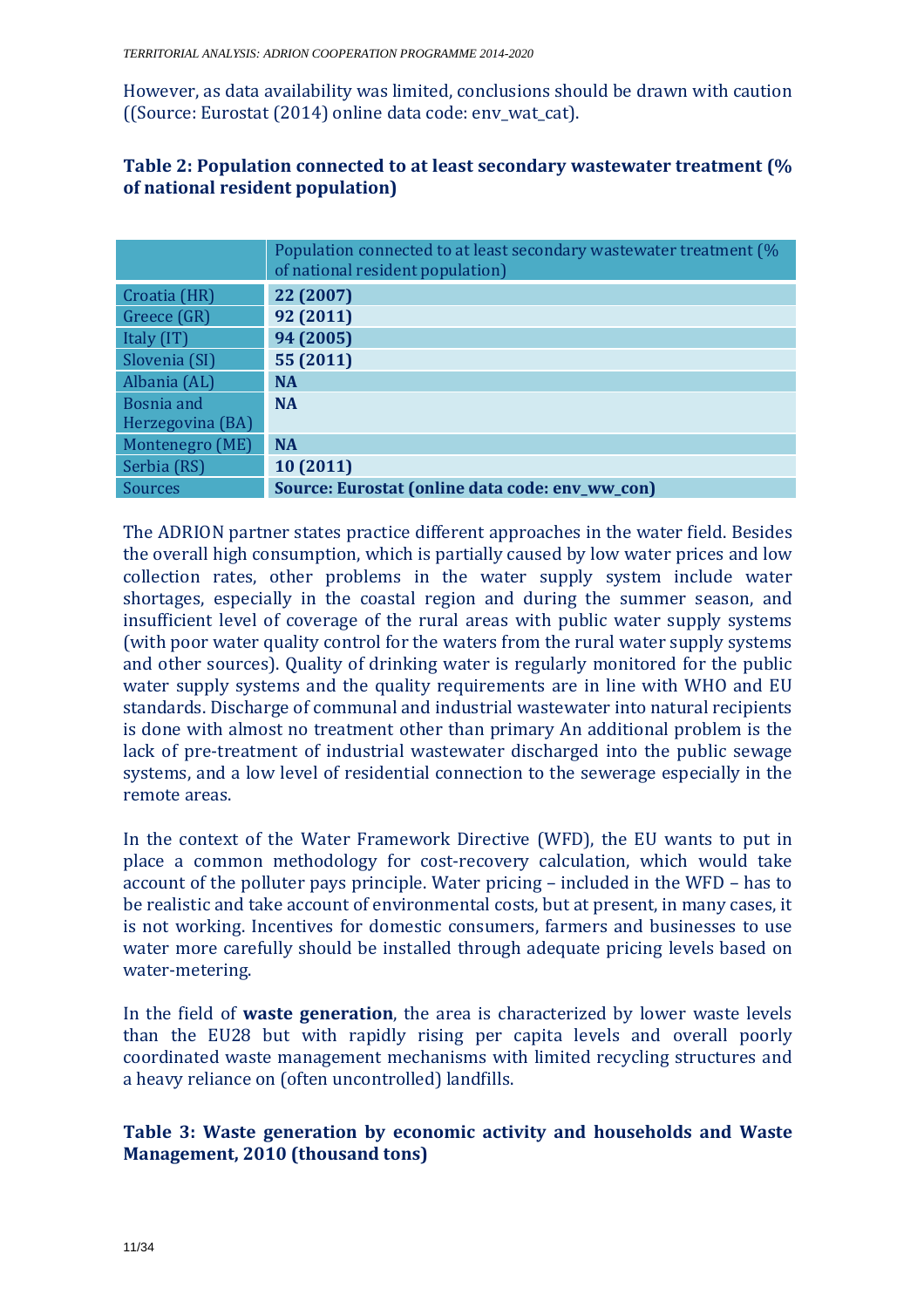However, as data availability was limited, conclusions should be drawn with caution ((Source: Eurostat (2014) online data code: env_wat_cat).

**Table 2: Population connected to at least secondary wastewater treatment (% of national resident population)**

| | Population connected to at least secondary wastewater treatment (% of national resident population) |
|---|---|
| Croatia (HR) | **22 (2007)** |
| Greece (GR) | **92 (2011)** |
| Italy (IT) | **94 (2005)** |
| Slovenia (SI) | **55 (2011)** |
| Albania (AL) | **NA** |
| Bosnia and Herzegovina (BA) | **NA** |
| Montenegro (ME) | **NA** |
| Serbia (RS) | **10 (2011)** |
| Sources | **Source: Eurostat (online data code: env_ww_con)** |

The ADRION partner states practice different approaches in the water field. Besides the overall high consumption, which is partially caused by low water prices and low collection rates, other problems in the water supply system include water shortages, especially in the coastal region and during the summer season, and insufficient level of coverage of the rural areas with public water supply systems (with poor water quality control for the waters from the rural water supply systems and other sources). Quality of drinking water is regularly monitored for the public water supply systems and the quality requirements are in line with WHO and EU standards. Discharge of communal and industrial wastewater into natural recipients is done with almost no treatment other than primary An additional problem is the lack of pre-treatment of industrial wastewater discharged into the public sewage systems, and a low level of residential connection to the sewerage especially in the remote areas.

In the context of the Water Framework Directive (WFD), the EU wants to put in place a common methodology for cost-recovery calculation, which would take account of the polluter pays principle. Water pricing – included in the WFD – has to be realistic and take account of environmental costs, but at present, in many cases, it is not working. Incentives for domestic consumers, farmers and businesses to use water more carefully should be installed through adequate pricing levels based on water-metering.

In the field of **waste generation**, the area is characterized by lower waste levels than the EU28 but with rapidly rising per capita levels and overall poorly coordinated waste management mechanisms with limited recycling structures and a heavy reliance on (often uncontrolled) landfills.

**Table 3: Waste generation by economic activity and households and Waste Management, 2010 (thousand tons)**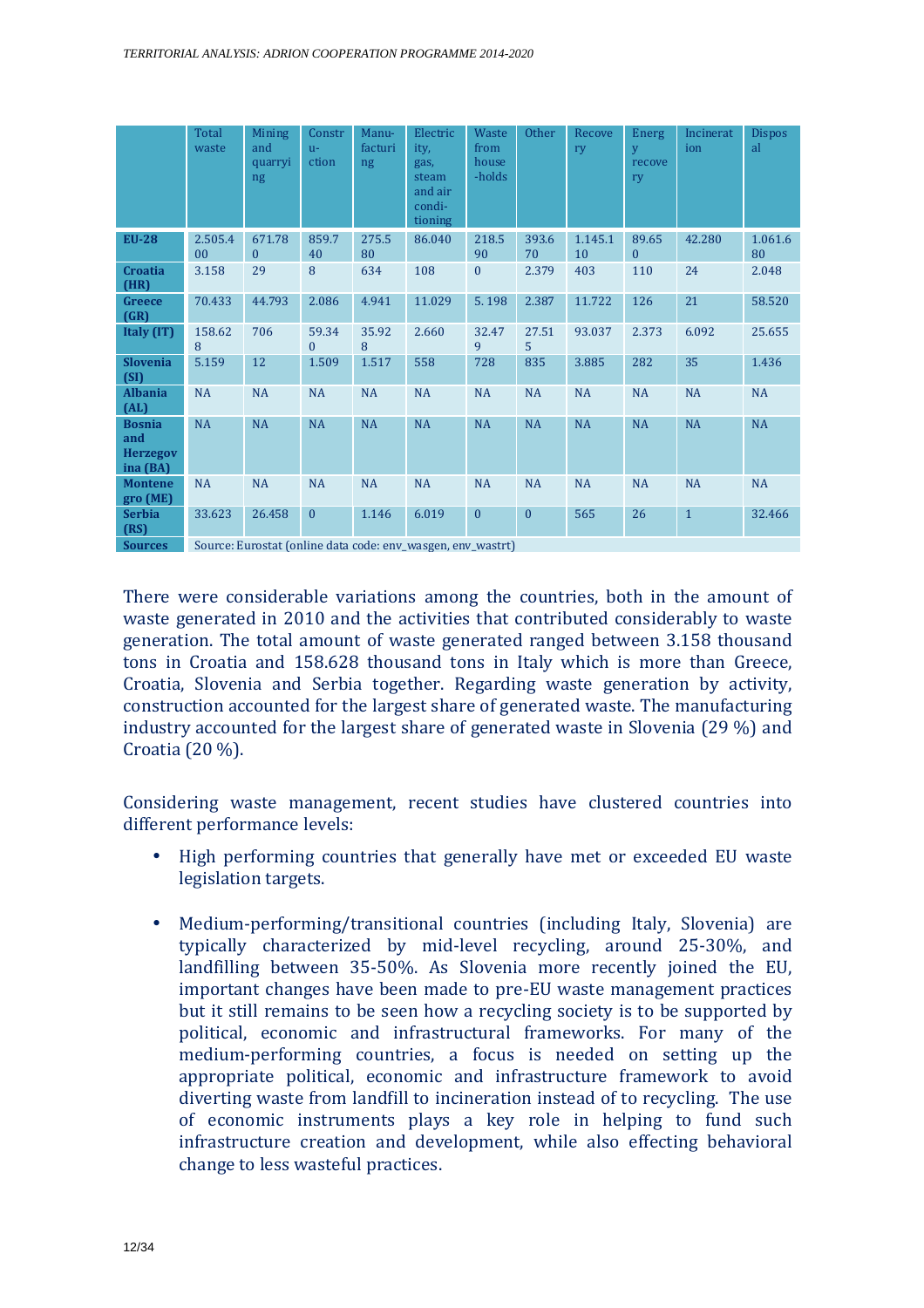| | Total waste | Mining and quarrying | Construction | Manufacturing | Electricity, gas, steam and air conditioning | Waste from households | Other | Recovery | Energy recovery | Incineration | Disposal |
|---|---|---|---|---|---|---|---|---|---|---|---|
| **EU-28** | 2.505.400 | 671.780 | 859.740 | 275.580 | 86.040 | 218.590 | 393.670 | 1.145.110 | 89.650 | 42.280 | 1.061.680 |
| **Croatia (HR)** | 3.158 | 29 | 8 | 634 | 108 | 0 | 2.379 | 403 | 110 | 24 | 2.048 |
| **Greece (GR)** | 70.433 | 44.793 | 2.086 | 4.941 | 11.029 | 5. 198 | 2.387 | 11.722 | 126 | 21 | 58.520 |
| **Italy (IT)** | 158.628 | 706 | 59.340 | 35.928 | 2.660 | 32.479 | 27.515 | 93.037 | 2.373 | 6.092 | 25.655 |
| **Slovenia (SI)** | 5.159 | 12 | 1.509 | 1.517 | 558 | 728 | 835 | 3.885 | 282 | 35 | 1.436 |
| **Albania (AL)** | NA | NA | NA | NA | NA | NA | NA | NA | NA | NA | NA |
| **Bosnia and Herzegovina (BA)** | NA | NA | NA | NA | NA | NA | NA | NA | NA | NA | NA |
| **Montenegro (ME)** | NA | NA | NA | NA | NA | NA | NA | NA | NA | NA | NA |
| **Serbia (RS)** | 33.623 | 26.458 | 0 | 1.146 | 6.019 | 0 | 0 | 565 | 26 | 1 | 32.466 |
| **Sources** | Source: Eurostat (online data code: env_wasgen, env_wastrt) | | | | | | | | | | |

There were considerable variations among the countries, both in the amount of waste generated in 2010 and the activities that contributed considerably to waste generation. The total amount of waste generated ranged between 3.158 thousand tons in Croatia and 158.628 thousand tons in Italy which is more than Greece, Croatia, Slovenia and Serbia together. Regarding waste generation by activity, construction accounted for the largest share of generated waste. The manufacturing industry accounted for the largest share of generated waste in Slovenia (29 %) and Croatia (20 %).

Considering waste management, recent studies have clustered countries into different performance levels:

- High performing countries that generally have met or exceeded EU waste legislation targets.
- Medium-performing/transitional countries (including Italy, Slovenia) are typically characterized by mid-level recycling, around 25-30%, and landfilling between 35-50%. As Slovenia more recently joined the EU, important changes have been made to pre-EU waste management practices but it still remains to be seen how a recycling society is to be supported by political, economic and infrastructural frameworks. For many of the medium-performing countries, a focus is needed on setting up the appropriate political, economic and infrastructure framework to avoid diverting waste from landfill to incineration instead of to recycling. The use of economic instruments plays a key role in helping to fund such infrastructure creation and development, while also effecting behavioral change to less wasteful practices.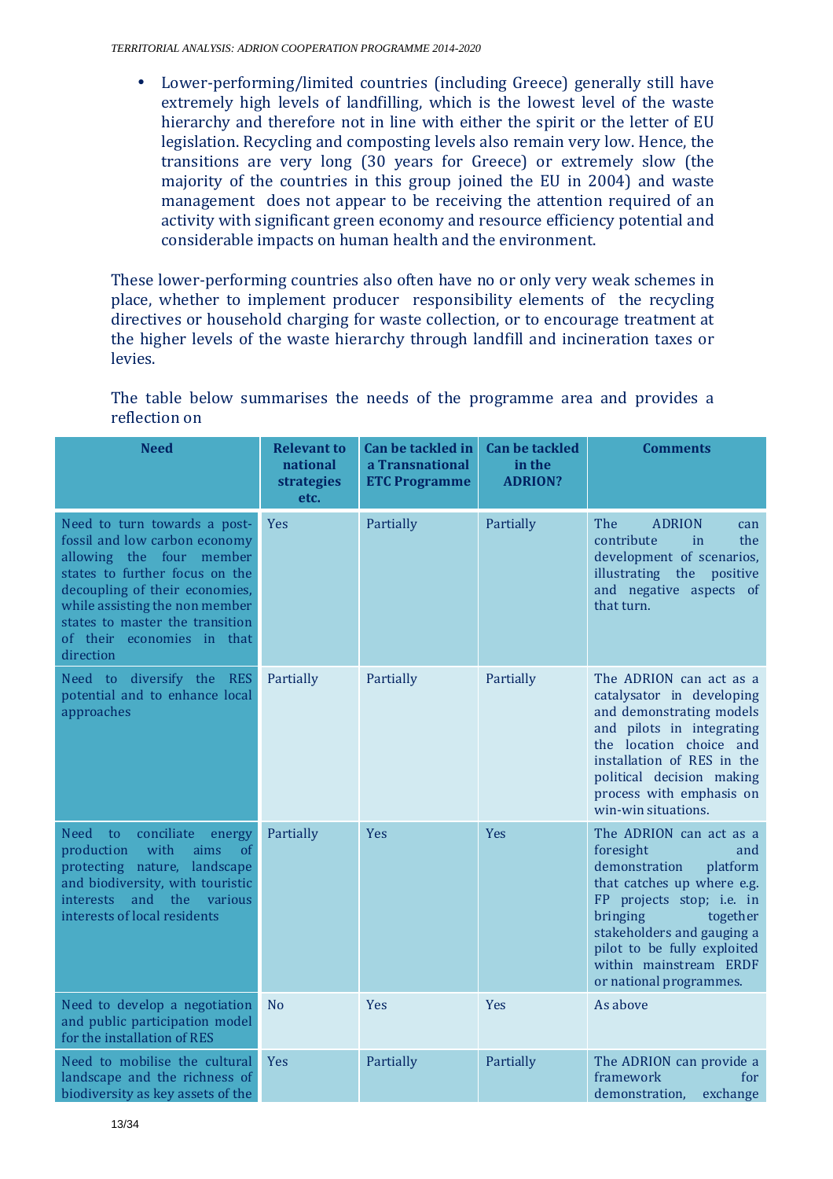- Lower-performing/limited countries (including Greece) generally still have extremely high levels of landfilling, which is the lowest level of the waste hierarchy and therefore not in line with either the spirit or the letter of EU legislation. Recycling and composting levels also remain very low. Hence, the transitions are very long (30 years for Greece) or extremely slow (the majority of the countries in this group joined the EU in 2004) and waste management does not appear to be receiving the attention required of an activity with significant green economy and resource efficiency potential and considerable impacts on human health and the environment.

These lower-performing countries also often have no or only very weak schemes in place, whether to implement producer responsibility elements of the recycling directives or household charging for waste collection, or to encourage treatment at the higher levels of the waste hierarchy through landfill and incineration taxes or levies.

The table below summarises the needs of the programme area and provides a reflection on

| Need | Relevant to national strategies etc. | Can be tackled in a Transnational ETC Programme | Can be tackled in the ADRION? | Comments |
|---|---|---|---|---|
| Need to turn towards a post-fossil and low carbon economy allowing the four member states to further focus on the decoupling of their economies, while assisting the non member states to master the transition of their economies in that direction | Yes | Partially | Partially | The ADRION can contribute in the development of scenarios, illustrating the positive and negative aspects of that turn. |
| Need to diversify the RES potential and to enhance local approaches | Partially | Partially | Partially | The ADRION can act as a catalysator in developing and demonstrating models and pilots in integrating the location choice and installation of RES in the political decision making process with emphasis on win-win situations. |
| Need to conciliate energy production with aims of protecting nature, landscape and biodiversity, with touristic interests and the various interests of local residents | Partially | Yes | Yes | The ADRION can act as a foresight and demonstration platform that catches up where e.g. FP projects stop; i.e. in bringing together stakeholders and gauging a pilot to be fully exploited within mainstream ERDF or national programmes. |
| Need to develop a negotiation and public participation model for the installation of RES | No | Yes | Yes | As above |
| Need to mobilise the cultural landscape and the richness of biodiversity as key assets of the | Yes | Partially | Partially | The ADRION can provide a framework for demonstration, exchange |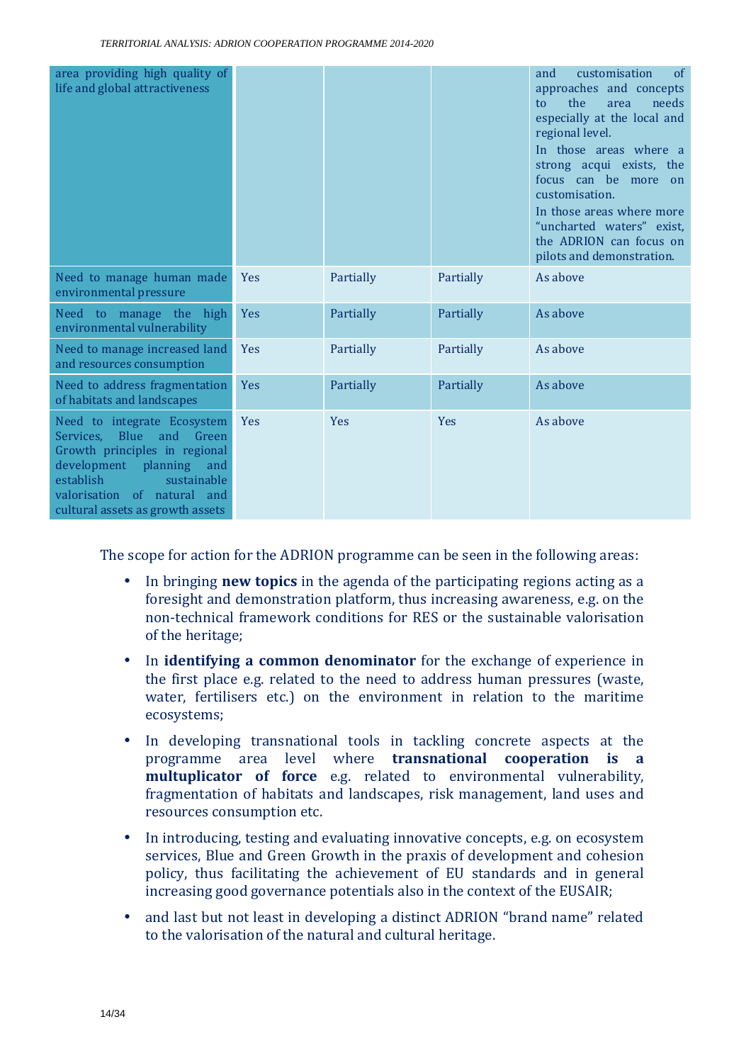| | | | | |
|---|---|---|---|---|
| area providing high quality of life and global attractiveness | | | | and customisation of approaches and concepts to the area needs especially at the local and regional level. In those areas where a strong acqui exists, the focus can be more on customisation. In those areas where more "uncharted waters" exist, the ADRION can focus on pilots and demonstration. |
| Need to manage human made environmental pressure | Yes | Partially | Partially | As above |
| Need to manage the high environmental vulnerability | Yes | Partially | Partially | As above |
| Need to manage increased land and resources consumption | Yes | Partially | Partially | As above |
| Need to address fragmentation of habitats and landscapes | Yes | Partially | Partially | As above |
| Need to integrate Ecosystem Services, Blue and Green Growth principles in regional development planning and establish sustainable valorisation of natural and cultural assets as growth assets | Yes | Yes | Yes | As above |

The scope for action for the ADRION programme can be seen in the following areas:

- In bringing **new topics** in the agenda of the participating regions acting as a foresight and demonstration platform, thus increasing awareness, e.g. on the non-technical framework conditions for RES or the sustainable valorisation of the heritage;
- In **identifying a common denominator** for the exchange of experience in the first place e.g. related to the need to address human pressures (waste, water, fertilisers etc.) on the environment in relation to the maritime ecosystems;
- In developing transnational tools in tackling concrete aspects at the programme area level where **transnational cooperation is a multuplicator of force** e.g. related to environmental vulnerability, fragmentation of habitats and landscapes, risk management, land uses and resources consumption etc.
- In introducing, testing and evaluating innovative concepts, e.g. on ecosystem services, Blue and Green Growth in the praxis of development and cohesion policy, thus facilitating the achievement of EU standards and in general increasing good governance potentials also in the context of the EUSAIR;
- and last but not least in developing a distinct ADRION "brand name" related to the valorisation of the natural and cultural heritage.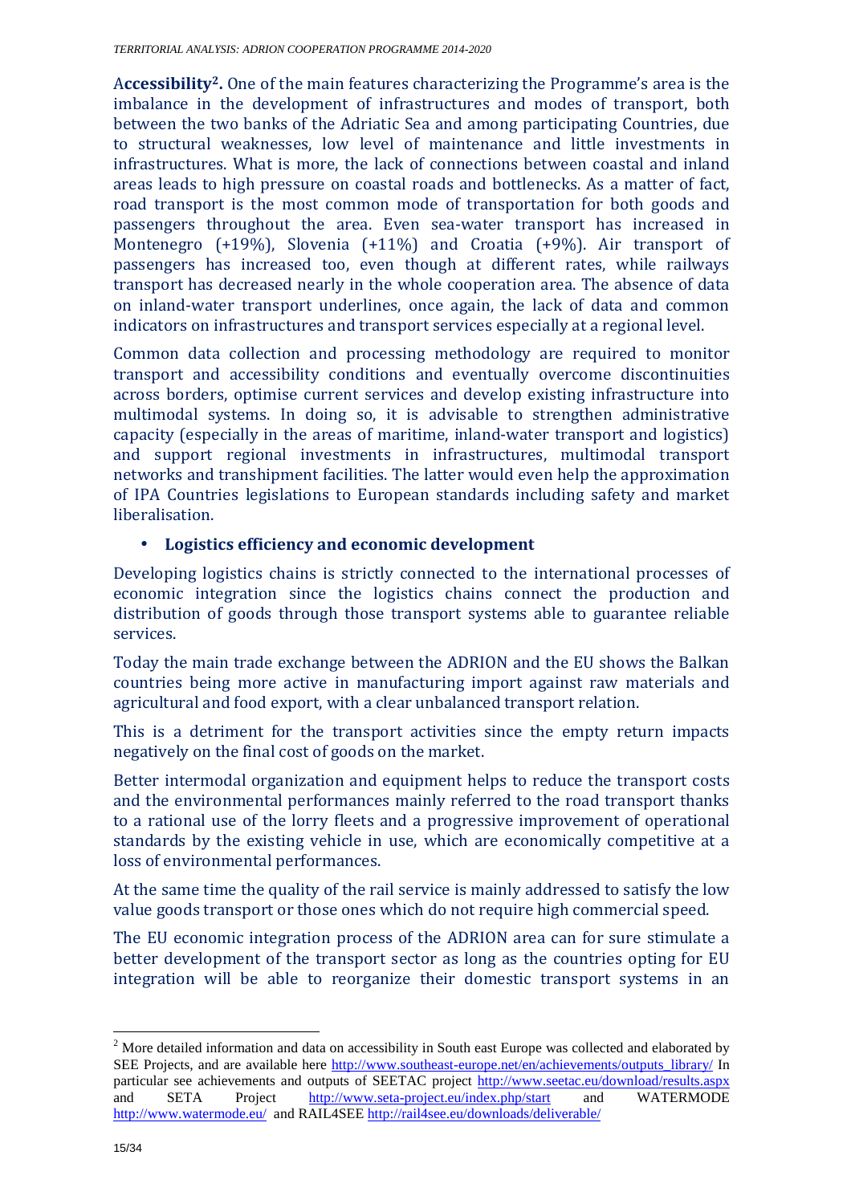**Accessibility[2].** One of the main features characterizing the Programme's area is the imbalance in the development of infrastructures and modes of transport, both between the two banks of the Adriatic Sea and among participating Countries, due to structural weaknesses, low level of maintenance and little investments in infrastructures. What is more, the lack of connections between coastal and inland areas leads to high pressure on coastal roads and bottlenecks. As a matter of fact, road transport is the most common mode of transportation for both goods and passengers throughout the area. Even sea-water transport has increased in Montenegro (+19%), Slovenia (+11%) and Croatia (+9%). Air transport of passengers has increased too, even though at different rates, while railways transport has decreased nearly in the whole cooperation area. The absence of data on inland-water transport underlines, once again, the lack of data and common indicators on infrastructures and transport services especially at a regional level.

Common data collection and processing methodology are required to monitor transport and accessibility conditions and eventually overcome discontinuities across borders, optimise current services and develop existing infrastructure into multimodal systems. In doing so, it is advisable to strengthen administrative capacity (especially in the areas of maritime, inland-water transport and logistics) and support regional investments in infrastructures, multimodal transport networks and transhipment facilities. The latter would even help the approximation of IPA Countries legislations to European standards including safety and market liberalisation.

- **Logistics efficiency and economic development**

Developing logistics chains is strictly connected to the international processes of economic integration since the logistics chains connect the production and distribution of goods through those transport systems able to guarantee reliable services.

Today the main trade exchange between the ADRION and the EU shows the Balkan countries being more active in manufacturing import against raw materials and agricultural and food export, with a clear unbalanced transport relation.

This is a detriment for the transport activities since the empty return impacts negatively on the final cost of goods on the market.

Better intermodal organization and equipment helps to reduce the transport costs and the environmental performances mainly referred to the road transport thanks to a rational use of the lorry fleets and a progressive improvement of operational standards by the existing vehicle in use, which are economically competitive at a loss of environmental performances.

At the same time the quality of the rail service is mainly addressed to satisfy the low value goods transport or those ones which do not require high commercial speed.

The EU economic integration process of the ADRION area can for sure stimulate a better development of the transport sector as long as the countries opting for EU integration will be able to reorganize their domestic transport systems in an

[2] More detailed information and data on accessibility in South east Europe was collected and elaborated by SEE Projects, and are available here http://www.southeast-europe.net/en/achievements/outputs_library/ In particular see achievements and outputs of SEETAC project http://www.seetac.eu/download/results.aspx and SETA Project http://www.seta-project.eu/index.php/start and WATERMODE http://www.watermode.eu/ and RAIL4SEE http://rail4see.eu/downloads/deliverable/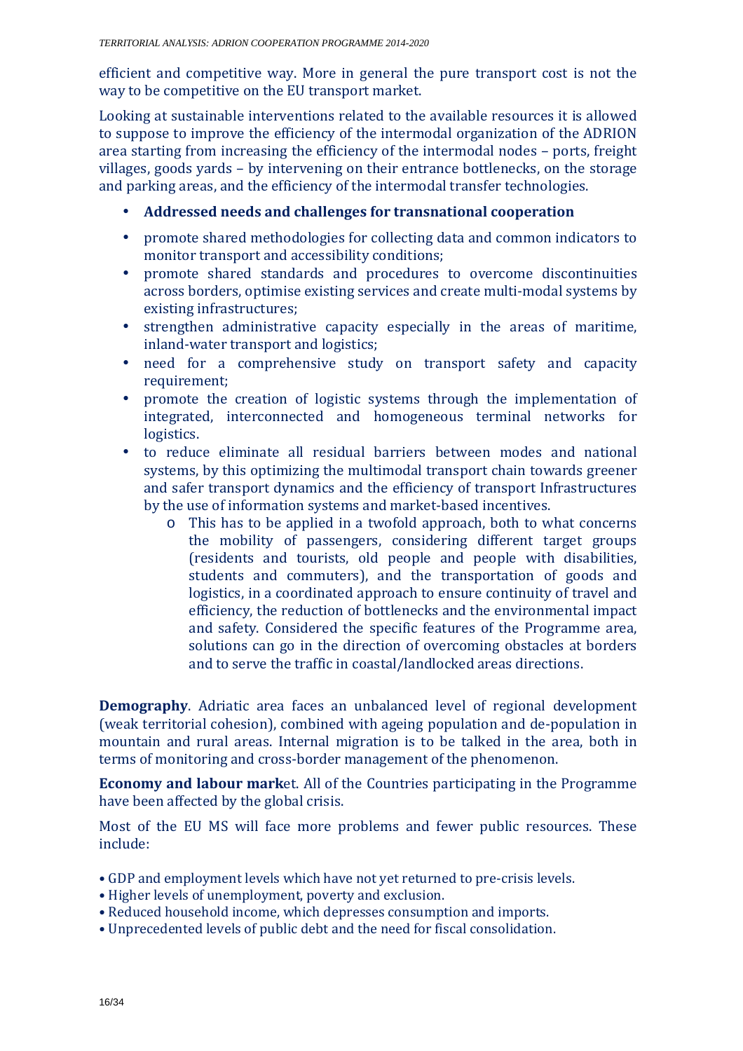efficient and competitive way. More in general the pure transport cost is not the way to be competitive on the EU transport market.

Looking at sustainable interventions related to the available resources it is allowed to suppose to improve the efficiency of the intermodal organization of the ADRION area starting from increasing the efficiency of the intermodal nodes – ports, freight villages, goods yards – by intervening on their entrance bottlenecks, on the storage and parking areas, and the efficiency of the intermodal transfer technologies.

- **Addressed needs and challenges for transnational cooperation**

- promote shared methodologies for collecting data and common indicators to monitor transport and accessibility conditions;
- promote shared standards and procedures to overcome discontinuities across borders, optimise existing services and create multi-modal systems by existing infrastructures;
- strengthen administrative capacity especially in the areas of maritime, inland-water transport and logistics;
- need for a comprehensive study on transport safety and capacity requirement;
- promote the creation of logistic systems through the implementation of integrated, interconnected and homogeneous terminal networks for logistics.
- to reduce eliminate all residual barriers between modes and national systems, by this optimizing the multimodal transport chain towards greener and safer transport dynamics and the efficiency of transport Infrastructures by the use of information systems and market-based incentives.
    - This has to be applied in a twofold approach, both to what concerns the mobility of passengers, considering different target groups (residents and tourists, old people and people with disabilities, students and commuters), and the transportation of goods and logistics, in a coordinated approach to ensure continuity of travel and efficiency, the reduction of bottlenecks and the environmental impact and safety. Considered the specific features of the Programme area, solutions can go in the direction of overcoming obstacles at borders and to serve the traffic in coastal/landlocked areas directions.

**Demography**. Adriatic area faces an unbalanced level of regional development (weak territorial cohesion), combined with ageing population and de-population in mountain and rural areas. Internal migration is to be talked in the area, both in terms of monitoring and cross-border management of the phenomenon.

**Economy and labour mark**et. All of the Countries participating in the Programme have been affected by the global crisis.

Most of the EU MS will face more problems and fewer public resources. These include:

- GDP and employment levels which have not yet returned to pre-crisis levels.
- Higher levels of unemployment, poverty and exclusion.
- Reduced household income, which depresses consumption and imports.
- Unprecedented levels of public debt and the need for fiscal consolidation.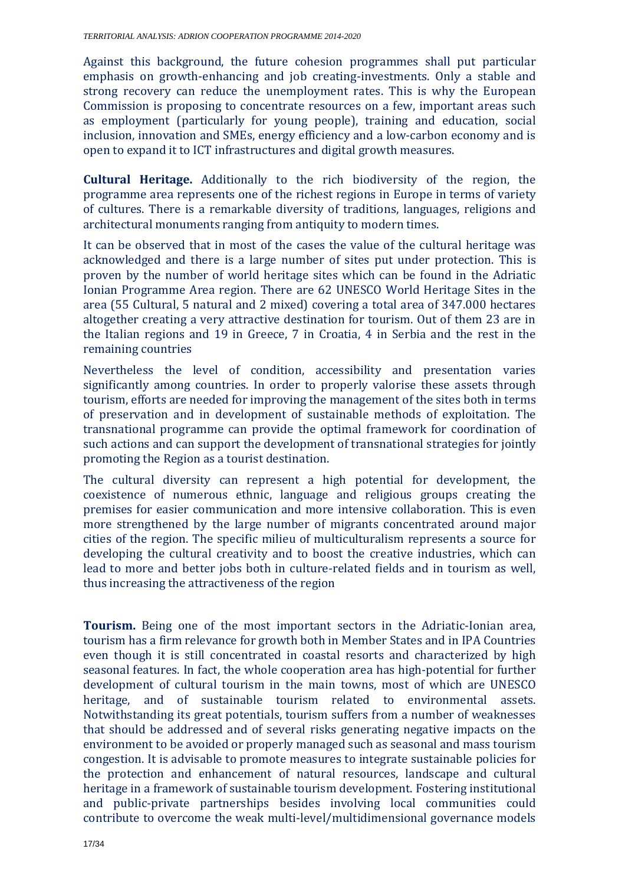Against this background, the future cohesion programmes shall put particular emphasis on growth-enhancing and job creating-investments. Only a stable and strong recovery can reduce the unemployment rates. This is why the European Commission is proposing to concentrate resources on a few, important areas such as employment (particularly for young people), training and education, social inclusion, innovation and SMEs, energy efficiency and a low-carbon economy and is open to expand it to ICT infrastructures and digital growth measures.

**Cultural Heritage.** Additionally to the rich biodiversity of the region, the programme area represents one of the richest regions in Europe in terms of variety of cultures. There is a remarkable diversity of traditions, languages, religions and architectural monuments ranging from antiquity to modern times.

It can be observed that in most of the cases the value of the cultural heritage was acknowledged and there is a large number of sites put under protection. This is proven by the number of world heritage sites which can be found in the Adriatic Ionian Programme Area region. There are 62 UNESCO World Heritage Sites in the area (55 Cultural, 5 natural and 2 mixed) covering a total area of 347.000 hectares altogether creating a very attractive destination for tourism. Out of them 23 are in the Italian regions and 19 in Greece, 7 in Croatia, 4 in Serbia and the rest in the remaining countries

Nevertheless the level of condition, accessibility and presentation varies significantly among countries. In order to properly valorise these assets through tourism, efforts are needed for improving the management of the sites both in terms of preservation and in development of sustainable methods of exploitation. The transnational programme can provide the optimal framework for coordination of such actions and can support the development of transnational strategies for jointly promoting the Region as a tourist destination.

The cultural diversity can represent a high potential for development, the coexistence of numerous ethnic, language and religious groups creating the premises for easier communication and more intensive collaboration. This is even more strengthened by the large number of migrants concentrated around major cities of the region. The specific milieu of multiculturalism represents a source for developing the cultural creativity and to boost the creative industries, which can lead to more and better jobs both in culture-related fields and in tourism as well, thus increasing the attractiveness of the region

**Tourism.** Being one of the most important sectors in the Adriatic-Ionian area, tourism has a firm relevance for growth both in Member States and in IPA Countries even though it is still concentrated in coastal resorts and characterized by high seasonal features. In fact, the whole cooperation area has high-potential for further development of cultural tourism in the main towns, most of which are UNESCO heritage, and of sustainable tourism related to environmental assets. Notwithstanding its great potentials, tourism suffers from a number of weaknesses that should be addressed and of several risks generating negative impacts on the environment to be avoided or properly managed such as seasonal and mass tourism congestion. It is advisable to promote measures to integrate sustainable policies for the protection and enhancement of natural resources, landscape and cultural heritage in a framework of sustainable tourism development. Fostering institutional and public-private partnerships besides involving local communities could contribute to overcome the weak multi-level/multidimensional governance models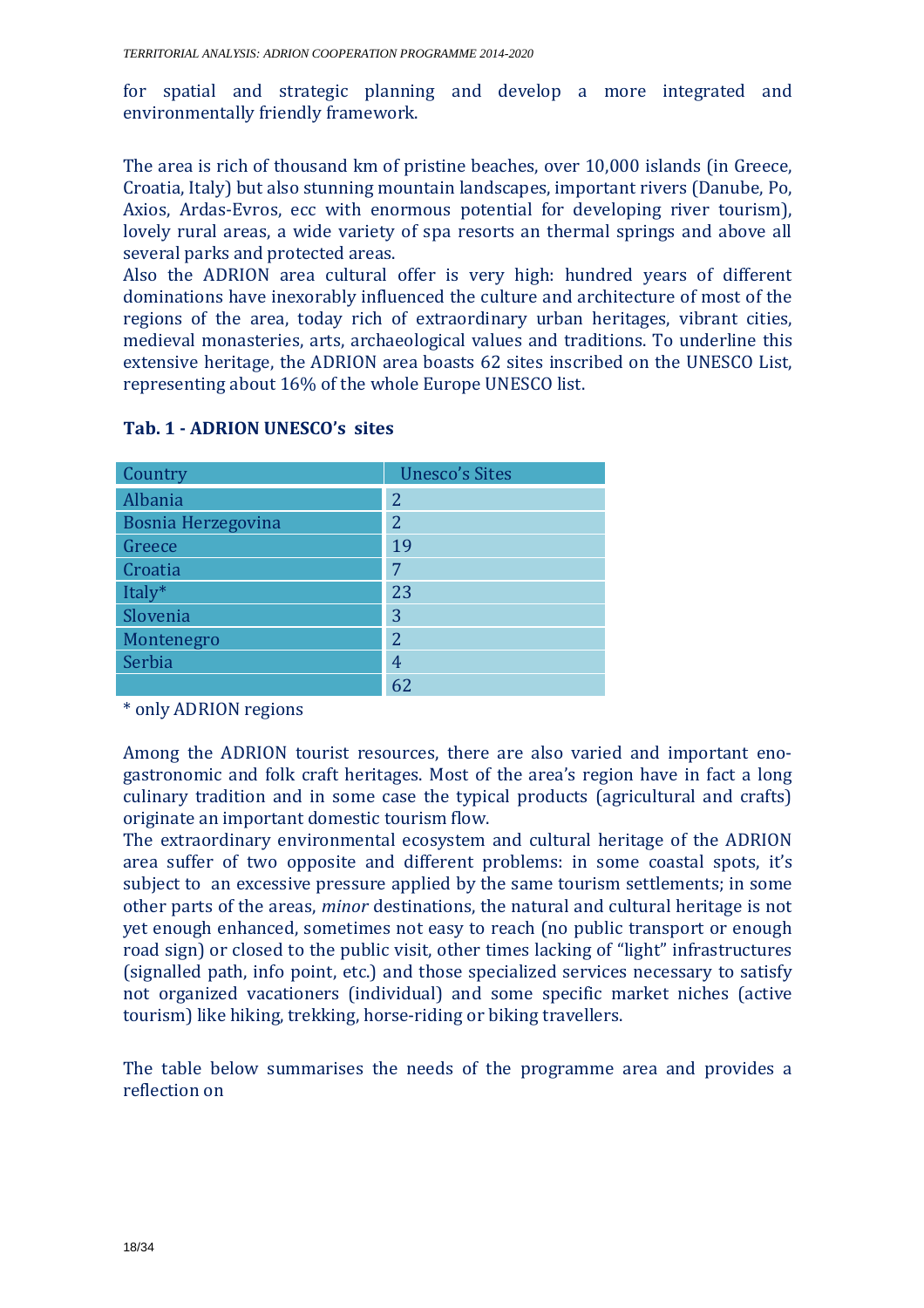for spatial and strategic planning and develop a more integrated and environmentally friendly framework.

The area is rich of thousand km of pristine beaches, over 10,000 islands (in Greece, Croatia, Italy) but also stunning mountain landscapes, important rivers (Danube, Po, Axios, Ardas-Evros, ecc with enormous potential for developing river tourism), lovely rural areas, a wide variety of spa resorts an thermal springs and above all several parks and protected areas.
Also the ADRION area cultural offer is very high: hundred years of different dominations have inexorably influenced the culture and architecture of most of the regions of the area, today rich of extraordinary urban heritages, vibrant cities, medieval monasteries, arts, archaeological values and traditions. To underline this extensive heritage, the ADRION area boasts 62 sites inscribed on the UNESCO List, representing about 16% of the whole Europe UNESCO list.

**Tab. 1 - ADRION UNESCO's sites**

| Country | Unesco's Sites |
|---|---|
| Albania | 2 |
| Bosnia Herzegovina | 2 |
| Greece | 19 |
| Croatia | 7 |
| Italy* | 23 |
| Slovenia | 3 |
| Montenegro | 2 |
| Serbia | 4 |
| | 62 |

\* only ADRION regions

Among the ADRION tourist resources, there are also varied and important eno-gastronomic and folk craft heritages. Most of the area's region have in fact a long culinary tradition and in some case the typical products (agricultural and crafts) originate an important domestic tourism flow.
The extraordinary environmental ecosystem and cultural heritage of the ADRION area suffer of two opposite and different problems: in some coastal spots, it's subject to an excessive pressure applied by the same tourism settlements; in some other parts of the areas, *minor* destinations, the natural and cultural heritage is not yet enough enhanced, sometimes not easy to reach (no public transport or enough road sign) or closed to the public visit, other times lacking of "light" infrastructures (signalled path, info point, etc.) and those specialized services necessary to satisfy not organized vacationers (individual) and some specific market niches (active tourism) like hiking, trekking, horse-riding or biking travellers.

The table below summarises the needs of the programme area and provides a reflection on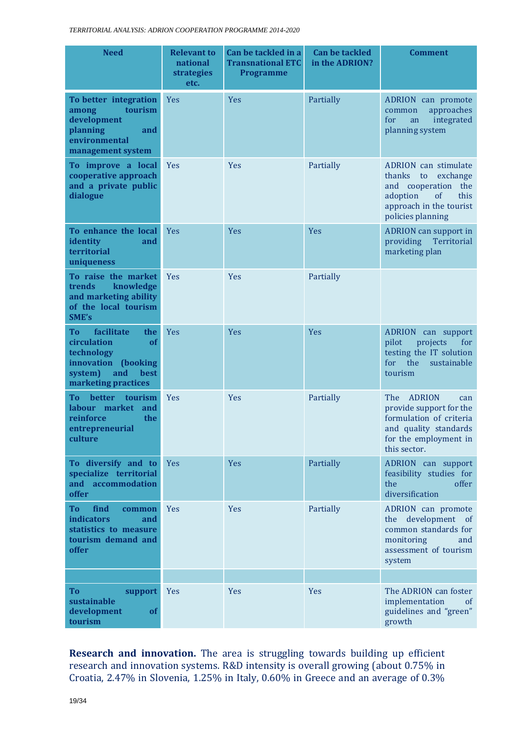| Need | Relevant to national strategies etc. | Can be tackled in a Transnational ETC Programme | Can be tackled in the ADRION? | Comment |
|---|---|---|---|---|
| **To better integration among tourism development planning and environmental management system** | Yes | Yes | Partially | ADRION can promote common approaches for an integrated planning system |
| **To improve a local cooperative approach and a private public dialogue** | Yes | Yes | Partially | ADRION can stimulate thanks to exchange and cooperation the adoption of this approach in the tourist policies planning |
| **To enhance the local identity and territorial uniqueness** | Yes | Yes | Yes | ADRION can support in providing Territorial marketing plan |
| **To raise the market trends knowledge and marketing ability of the local tourism SME's** | Yes | Yes | Partially | |
| **To facilitate the circulation of technology innovation (booking system) and best marketing practices** | Yes | Yes | Yes | ADRION can support pilot projects for testing the IT solution for the sustainable tourism |
| **To better tourism labour market and reinforce the entrepreneurial culture** | Yes | Yes | Partially | The ADRION can provide support for the formulation of criteria and quality standards for the employment in this sector. |
| **To diversify and to specialize territorial and accommodation offer** | Yes | Yes | Partially | ADRION can support feasibility studies for the offer diversification |
| **To find common indicators and statistics to measure tourism demand and offer** | Yes | Yes | Partially | ADRION can promote the development of common standards for monitoring and assessment of tourism system |
| | | | | |
| **To support sustainable development of tourism** | Yes | Yes | Yes | The ADRION can foster implementation of guidelines and "green" growth |

**Research and innovation.** The area is struggling towards building up efficient research and innovation systems. R&D intensity is overall growing (about 0.75% in Croatia, 2.47% in Slovenia, 1.25% in Italy, 0.60% in Greece and an average of 0.3%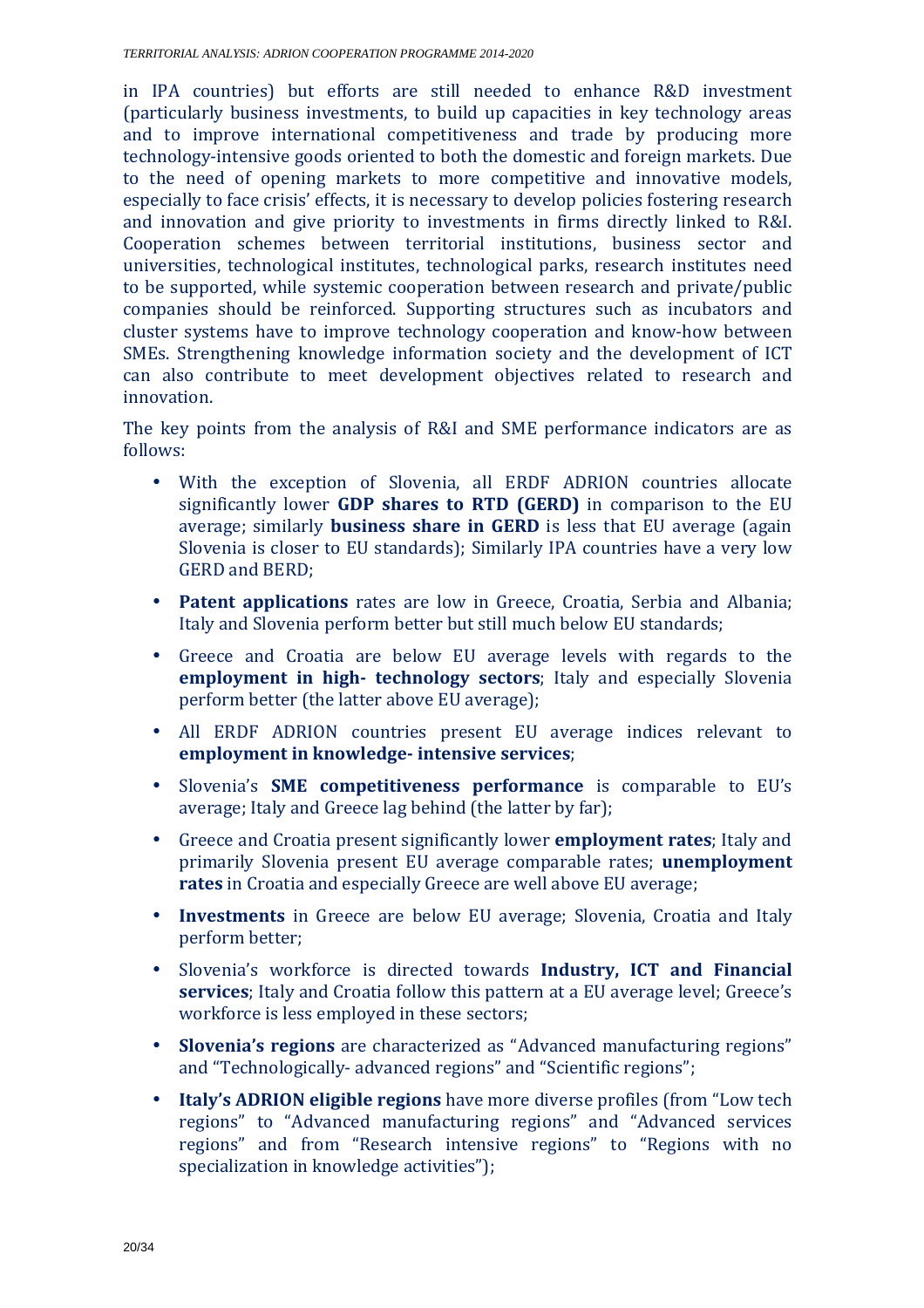in IPA countries) but efforts are still needed to enhance R&D investment (particularly business investments, to build up capacities in key technology areas and to improve international competitiveness and trade by producing more technology-intensive goods oriented to both the domestic and foreign markets. Due to the need of opening markets to more competitive and innovative models, especially to face crisis' effects, it is necessary to develop policies fostering research and innovation and give priority to investments in firms directly linked to R&I. Cooperation schemes between territorial institutions, business sector and universities, technological institutes, technological parks, research institutes need to be supported, while systemic cooperation between research and private/public companies should be reinforced. Supporting structures such as incubators and cluster systems have to improve technology cooperation and know-how between SMEs. Strengthening knowledge information society and the development of ICT can also contribute to meet development objectives related to research and innovation.

The key points from the analysis of R&I and SME performance indicators are as follows:

- With the exception of Slovenia, all ERDF ADRION countries allocate significantly lower **GDP shares to RTD (GERD)** in comparison to the EU average; similarly **business share in GERD** is less that EU average (again Slovenia is closer to EU standards); Similarly IPA countries have a very low GERD and BERD;
- **Patent applications** rates are low in Greece, Croatia, Serbia and Albania; Italy and Slovenia perform better but still much below EU standards;
- Greece and Croatia are below EU average levels with regards to the **employment in high- technology sectors**; Italy and especially Slovenia perform better (the latter above EU average);
- All ERDF ADRION countries present EU average indices relevant to **employment in knowledge- intensive services**;
- Slovenia's **SME competitiveness performance** is comparable to EU's average; Italy and Greece lag behind (the latter by far);
- Greece and Croatia present significantly lower **employment rates**; Italy and primarily Slovenia present EU average comparable rates; **unemployment rates** in Croatia and especially Greece are well above EU average;
- **Investments** in Greece are below EU average; Slovenia, Croatia and Italy perform better;
- Slovenia's workforce is directed towards **Industry, ICT and Financial services**; Italy and Croatia follow this pattern at a EU average level; Greece's workforce is less employed in these sectors;
- **Slovenia's regions** are characterized as "Advanced manufacturing regions" and "Technologically- advanced regions" and "Scientific regions";
- **Italy's ADRION eligible regions** have more diverse profiles (from "Low tech regions" to "Advanced manufacturing regions" and "Advanced services regions" and from "Research intensive regions" to "Regions with no specialization in knowledge activities");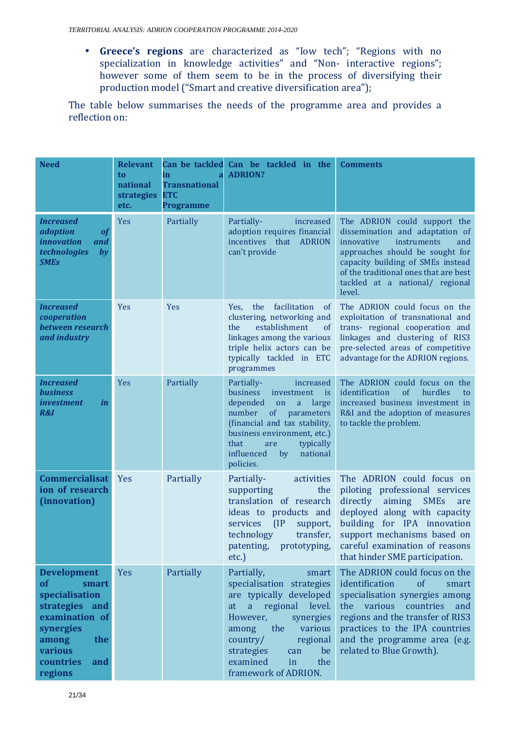- **Greece's regions** are characterized as "low tech"; "Regions with no specialization in knowledge activities" and "Non- interactive regions"; however some of them seem to be in the process of diversifying their production model ("Smart and creative diversification area");

The table below summarises the needs of the programme area and provides a reflection on:

| Need | Relevant to national strategies etc. | Can be tackled in a Transnational ETC Programme | Can be tackled in the ADRION? | Comments |
|---|---|---|---|---|
| ***Increased adoption of innovation and technologies by SMEs*** | Yes | Partially | Partially- increased adoption requires financial incentives that ADRION can't provide | The ADRION could support the dissemination and adaptation of innovative instruments and approaches should be sought for capacity building of SMEs instead of the traditional ones that are best tackled at a national/ regional level. |
| ***Increased cooperation between research and industry*** | Yes | Yes | Yes, the facilitation of clustering, networking and the establishment of linkages among the various triple helix actors can be typically tackled in ETC programmes | The ADRION could focus on the exploitation of transnational and trans- regional cooperation and linkages and clustering of RIS3 pre-selected areas of competitive advantage for the ADRION regions. |
| ***Increased business investment in R&I*** | Yes | Partially | Partially- increased business investment is depended on a large number of parameters (financial and tax stability, business environment, etc.) that are typically influenced by national policies. | The ADRION could focus on the identification of hurdles to increased business investment in R&I and the adoption of measures to tackle the problem. |
| **Commercialisation of research (innovation)** | Yes | Partially | Partially- activities supporting the translation of research ideas to products and services (IP support, technology transfer, patenting, prototyping, etc.) | The ADRION could focus on piloting professional services directly aiming SMEs are deployed along with capacity building for IPA innovation support mechanisms based on careful examination of reasons that hinder SME participation. |
| **Development of smart specialisation strategies and examination of synergies among the various countries and regions** | Yes | Partially | Partially, smart specialisation strategies are typically developed at a regional level. However, synergies among the various country/ regional strategies can be examined in the framework of ADRION. | The ADRION could focus on the identification of smart specialisation synergies among the various countries and regions and the transfer of RIS3 practices to the IPA countries and the programme area (e.g. related to Blue Growth). |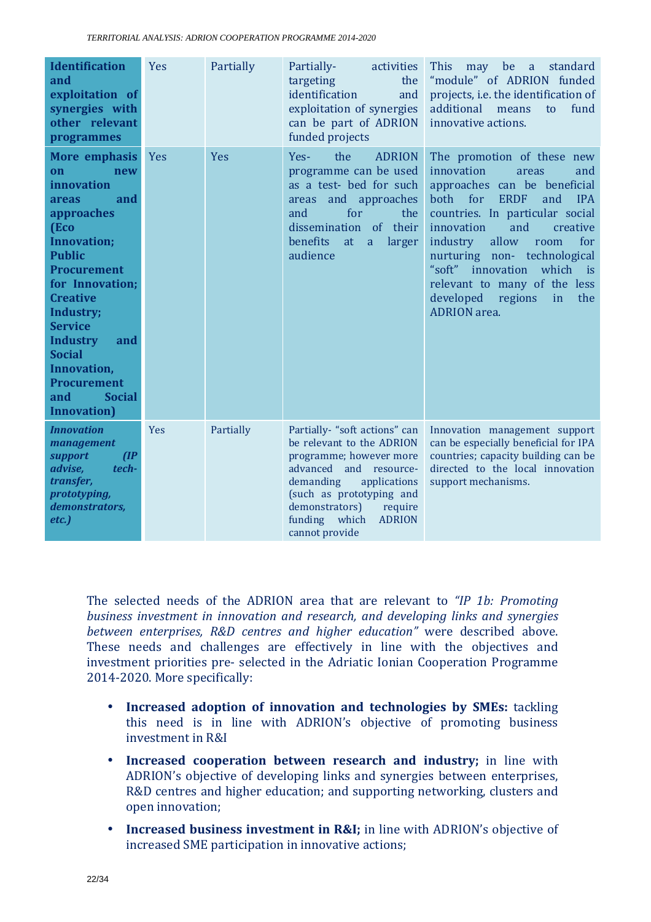| | | | | |
|---|---|---|---|---|
| **Identification and exploitation of synergies with other relevant programmes** | Yes | Partially | Partially- activities targeting the identification and exploitation of synergies can be part of ADRION funded projects | This may be a standard "module" of ADRION funded projects, i.e. the identification of additional means to fund innovative actions. |
| **More emphasis on new innovation areas and approaches (Eco Innovation; Public Procurement for Innovation; Creative Industry; Service Industry and Social Innovation, Procurement and Social Innovation)** | Yes | Yes | Yes- the ADRION programme can be used as a test- bed for such areas and approaches and for the dissemination of their benefits at a larger audience | The promotion of these new innovation areas and approaches can be beneficial both for ERDF and IPA countries. In particular social innovation and creative industry allow room for nurturing non- technological "soft" innovation which is relevant to many of the less developed regions in the ADRION area. |
| ***Innovation management support (IP advise, tech-transfer, prototyping, demonstrators, etc.)*** | Yes | Partially | Partially- "soft actions" can be relevant to the ADRION programme; however more advanced and resource-demanding applications (such as prototyping and demonstrators) require funding which ADRION cannot provide | Innovation management support can be especially beneficial for IPA countries; capacity building can be directed to the local innovation support mechanisms. |

The selected needs of the ADRION area that are relevant to *"IP 1b: Promoting business investment in innovation and research, and developing links and synergies between enterprises, R&D centres and higher education"* were described above. These needs and challenges are effectively in line with the objectives and investment priorities pre- selected in the Adriatic Ionian Cooperation Programme 2014-2020. More specifically:

- **Increased adoption of innovation and technologies by SMEs:** tackling this need is in line with ADRION's objective of promoting business investment in R&I
- **Increased cooperation between research and industry;** in line with ADRION's objective of developing links and synergies between enterprises, R&D centres and higher education; and supporting networking, clusters and open innovation;
- **Increased business investment in R&I;** in line with ADRION's objective of increased SME participation in innovative actions;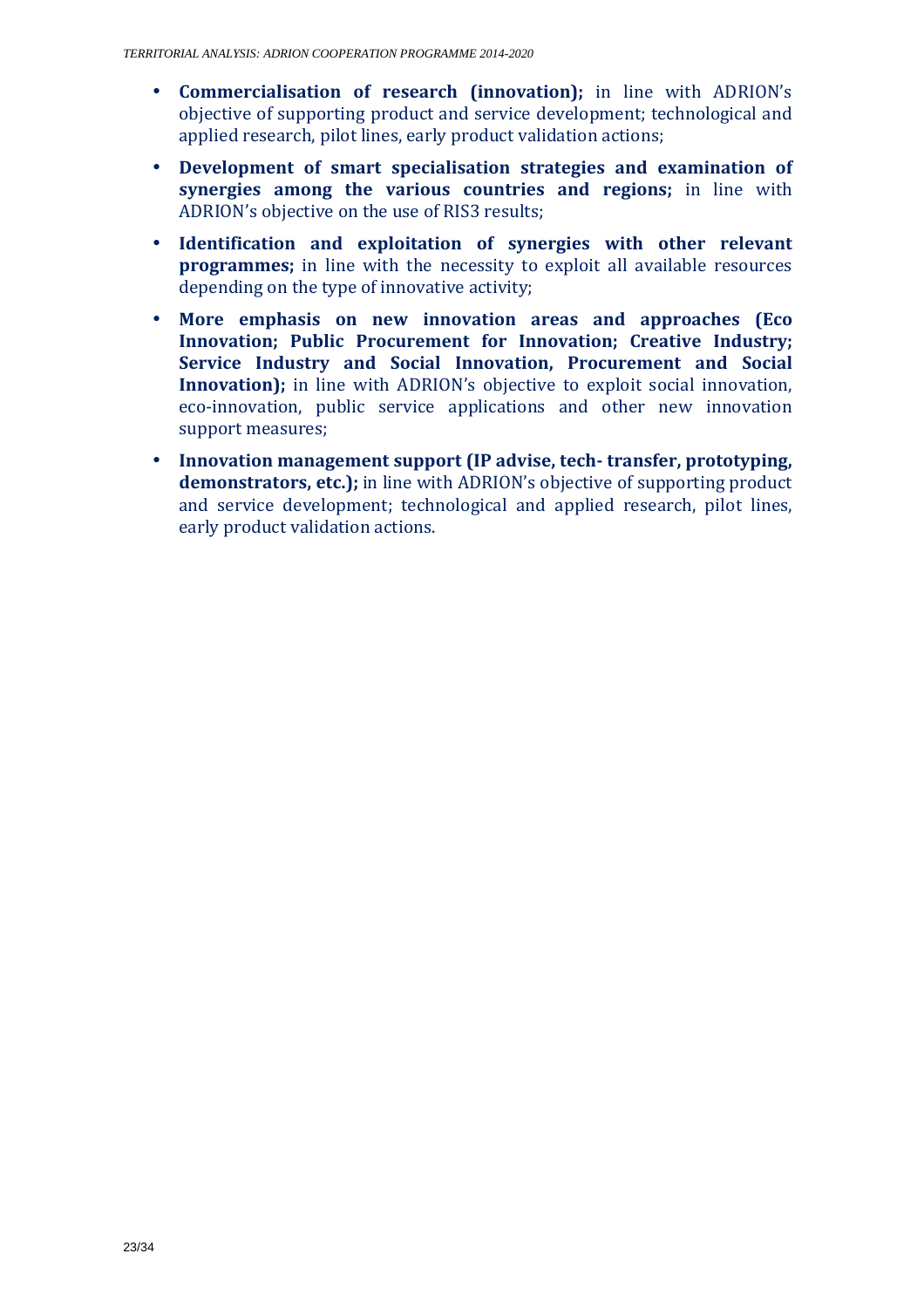- **Commercialisation of research (innovation);** in line with ADRION's objective of supporting product and service development; technological and applied research, pilot lines, early product validation actions;
- **Development of smart specialisation strategies and examination of synergies among the various countries and regions;** in line with ADRION's objective on the use of RIS3 results;
- **Identification and exploitation of synergies with other relevant programmes;** in line with the necessity to exploit all available resources depending on the type of innovative activity;
- **More emphasis on new innovation areas and approaches (Eco Innovation; Public Procurement for Innovation; Creative Industry; Service Industry and Social Innovation, Procurement and Social Innovation);** in line with ADRION's objective to exploit social innovation, eco-innovation, public service applications and other new innovation support measures;
- **Innovation management support (IP advise, tech- transfer, prototyping, demonstrators, etc.);** in line with ADRION's objective of supporting product and service development; technological and applied research, pilot lines, early product validation actions.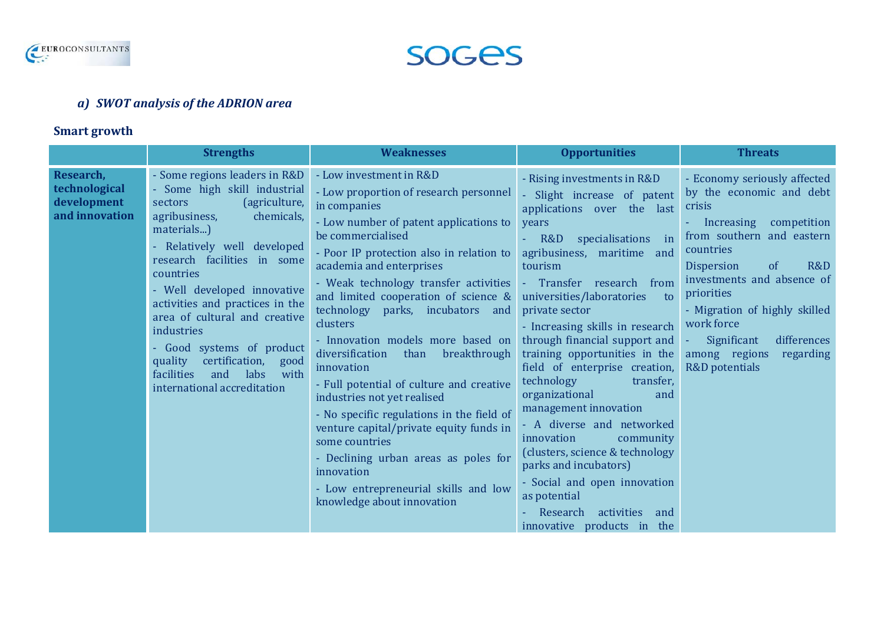### *a) SWOT analysis of the ADRION area*

**Smart growth**

| | Strengths | Weaknesses | Opportunities | Threats |
|---|---|---|---|---|
| **Research, technological development and innovation** | - Some regions leaders in R&D<br>- Some high skill industrial sectors (agriculture, agribusiness, chemicals, materials...)<br>- Relatively well developed research facilities in some countries<br>- Well developed innovative activities and practices in the area of cultural and creative industries<br>- Good systems of product quality certification, good facilities and labs with international accreditation | - Low investment in R&D<br>- Low proportion of research personnel in companies<br>- Low number of patent applications to be commercialised<br>- Poor IP protection also in relation to academia and enterprises<br>- Weak technology transfer activities and limited cooperation of science & technology parks, incubators and clusters<br>- Innovation models more based on diversification than breakthrough innovation<br>- Full potential of culture and creative industries not yet realised<br>- No specific regulations in the field of venture capital/private equity funds in some countries<br>- Declining urban areas as poles for innovation<br>- Low entrepreneurial skills and low knowledge about innovation | - Rising investments in R&D<br>- Slight increase of patent applications over the last years<br>- R&D specialisations in agribusiness, maritime and tourism<br>- Transfer research from universities/laboratories to private sector<br>- Increasing skills in research through financial support and training opportunities in the field of enterprise creation, technology transfer, organizational and management innovation<br>- A diverse and networked innovation community (clusters, science & technology parks and incubators)<br>- Social and open innovation as potential<br>- Research activities and innovative products in the | - Economy seriously affected by the economic and debt crisis<br>- Increasing competition from southern and eastern countries<br>Dispersion of R&D investments and absence of priorities<br>- Migration of highly skilled work force<br>- Significant differences among regions regarding R&D potentials |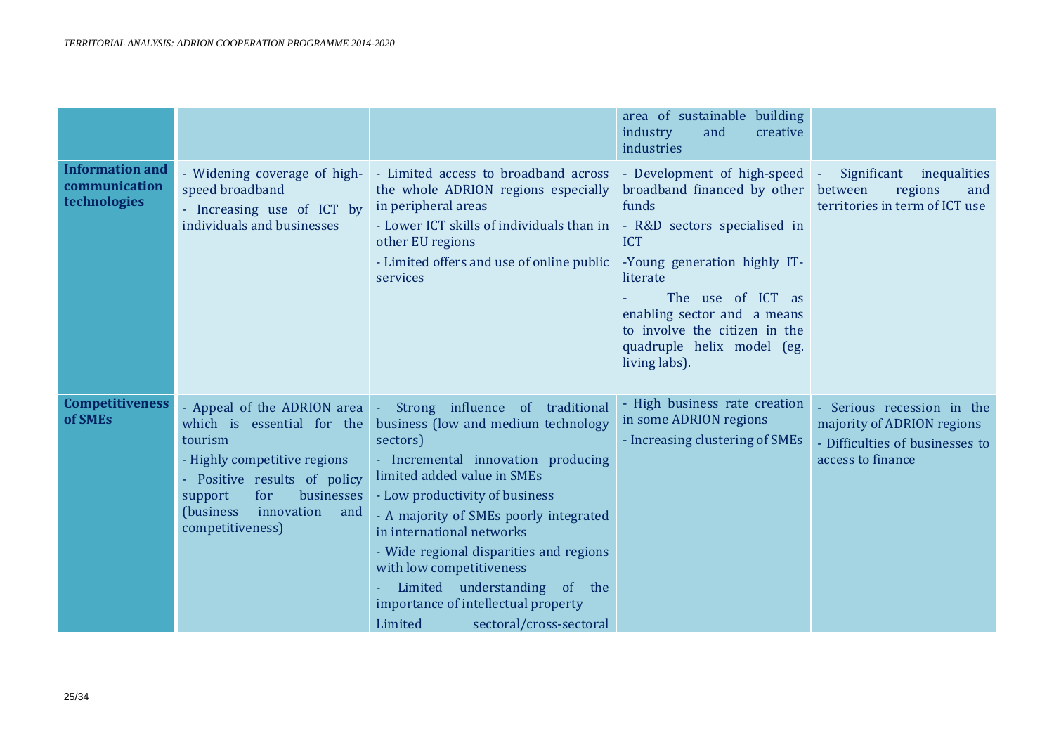| | | | | |
|---|---|---|---|---|
| | | | area of sustainable building industry and creative industries | |
| **Information and communication technologies** | - Widening coverage of high-speed broadband<br>- Increasing use of ICT by individuals and businesses | - Limited access to broadband across the whole ADRION regions especially in peripheral areas<br>- Lower ICT skills of individuals than in other EU regions<br>- Limited offers and use of online public services | - Development of high-speed broadband financed by other funds<br>- R&D sectors specialised in ICT<br>-Young generation highly IT-literate<br>- The use of ICT as enabling sector and a means to involve the citizen in the quadruple helix model (eg. living labs). | - Significant inequalities between regions and territories in term of ICT use |
| **Competitiveness of SMEs** | - Appeal of the ADRION area which is essential for the tourism<br>- Highly competitive regions<br>- Positive results of policy support for businesses (business innovation and competitiveness) | - Strong influence of traditional business (low and medium technology sectors)<br>- Incremental innovation producing limited added value in SMEs<br>- Low productivity of business<br>- A majority of SMEs poorly integrated in international networks<br>- Wide regional disparities and regions with low competitiveness<br>- Limited understanding of the importance of intellectual property<br>Limited sectoral/cross-sectoral | - High business rate creation in some ADRION regions<br>- Increasing clustering of SMEs | - Serious recession in the majority of ADRION regions<br>- Difficulties of businesses to access to finance |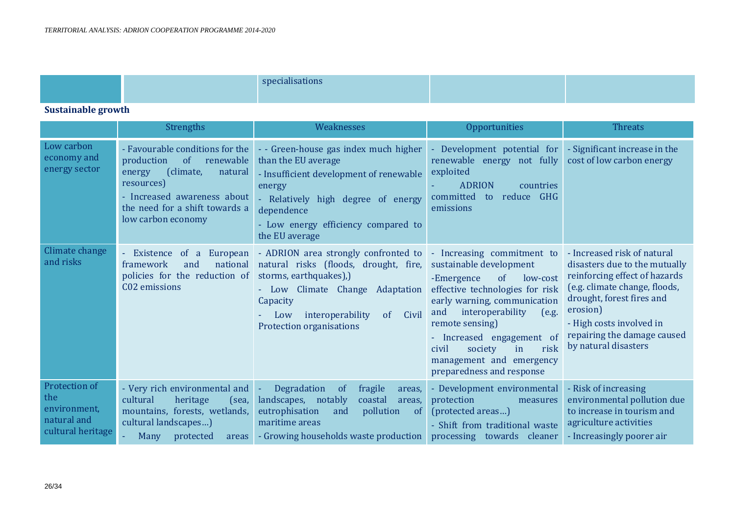| | | | | |
|---|---|---|---|---|
| | | specialisations | | |

**Sustainable growth**

| | Strengths | Weaknesses | Opportunities | Threats |
|---|---|---|---|---|
| Low carbon economy and energy sector | - Favourable conditions for the production of renewable energy (climate, natural resources)<br>- Increased awareness about the need for a shift towards a low carbon economy | - - Green-house gas index much higher than the EU average<br>- Insufficient development of renewable energy<br>- Relatively high degree of energy dependence<br>- Low energy efficiency compared to the EU average | - Development potential for renewable energy not fully exploited<br>- ADRION countries committed to reduce GHG emissions | - Significant increase in the cost of low carbon energy |
| Climate change and risks | - Existence of a European framework and national policies for the reduction of C02 emissions | - ADRION area strongly confronted to natural risks (floods, drought, fire, storms, earthquakes),)<br>- Low Climate Change Adaptation Capacity<br>- Low interoperability of Civil Protection organisations | - Increasing commitment to sustainable development<br>-Emergence of low-cost effective technologies for risk early warning, communication and interoperability (e.g. remote sensing)<br>- Increased engagement of civil society in risk management and emergency preparedness and response | - Increased risk of natural disasters due to the mutually reinforcing effect of hazards (e.g. climate change, floods, drought, forest fires and erosion)<br>- High costs involved in repairing the damage caused by natural disasters |
| Protection of the environment, natural and cultural heritage | - Very rich environmental and cultural heritage (sea, mountains, forests, wetlands, cultural landscapes…)<br>- Many protected areas | - Degradation of fragile areas, landscapes, notably coastal areas, eutrophisation and pollution of maritime areas<br>- Growing households waste production | - Development environmental protection measures (protected areas…)<br>- Shift from traditional waste processing towards cleaner | - Risk of increasing environmental pollution due to increase in tourism and agriculture activities<br>- Increasingly poorer air |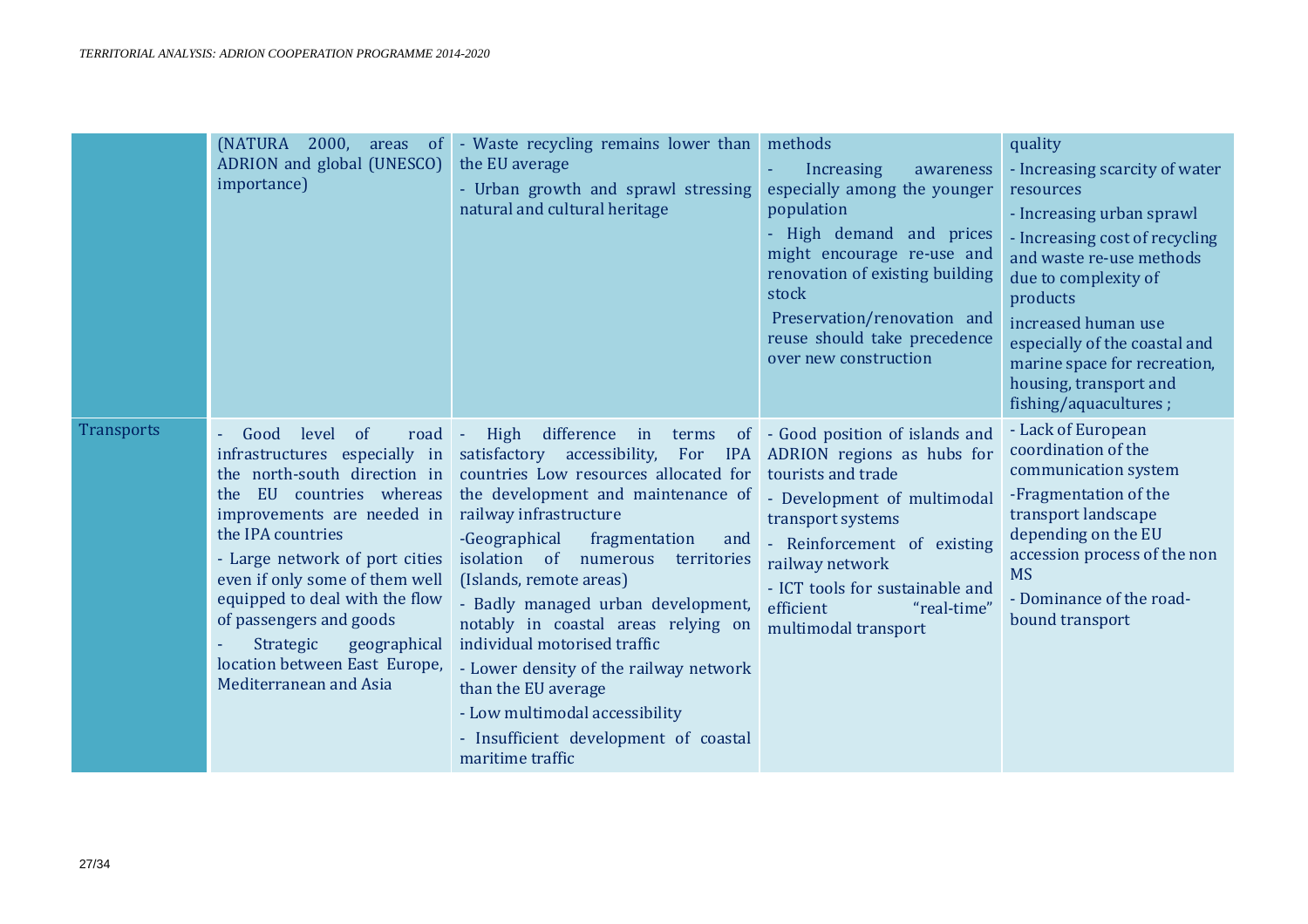| | | | | |
|---|---|---|---|---|
| | (NATURA 2000, areas of ADRION and global (UNESCO) importance) | - Waste recycling remains lower than the EU average<br>- Urban growth and sprawl stressing natural and cultural heritage | methods<br>- Increasing awareness especially among the younger population<br>- High demand and prices might encourage re-use and renovation of existing building stock<br>Preservation/renovation and reuse should take precedence over new construction | quality<br>- Increasing scarcity of water resources<br>- Increasing urban sprawl<br>- Increasing cost of recycling and waste re-use methods due to complexity of products<br>increased human use especially of the coastal and marine space for recreation, housing, transport and fishing/aquacultures ; |
| Transports | - Good level of road infrastructures especially in the north-south direction in the EU countries whereas improvements are needed in the IPA countries<br>- Large network of port cities even if only some of them well equipped to deal with the flow of passengers and goods<br>- Strategic geographical location between East Europe, Mediterranean and Asia | - High difference in terms of satisfactory accessibility, For IPA countries Low resources allocated for the development and maintenance of railway infrastructure<br>-Geographical fragmentation and isolation of numerous territories (Islands, remote areas)<br>- Badly managed urban development, notably in coastal areas relying on individual motorised traffic<br>- Lower density of the railway network than the EU average<br>- Low multimodal accessibility<br>- Insufficient development of coastal maritime traffic | - Good position of islands and ADRION regions as hubs for tourists and trade<br>- Development of multimodal transport systems<br>- Reinforcement of existing railway network<br>- ICT tools for sustainable and efficient "real-time" multimodal transport | - Lack of European coordination of the communication system<br>-Fragmentation of the transport landscape depending on the EU accession process of the non MS<br>- Dominance of the road-bound transport |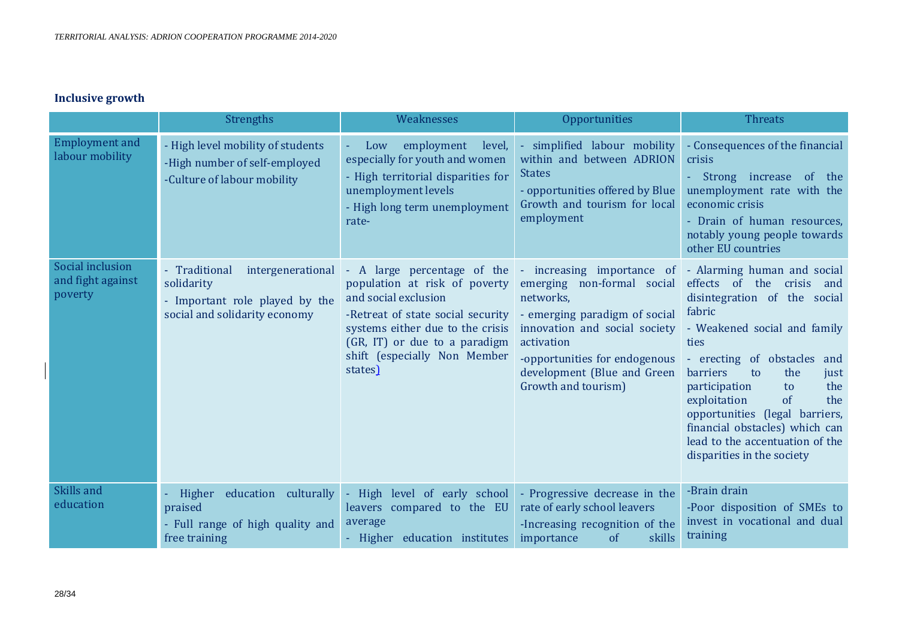## Inclusive growth

| | Strengths | Weaknesses | Opportunities | Threats |
|---|---|---|---|---|
| Employment and labour mobility | - High level mobility of students<br>-High number of self-employed<br>-Culture of labour mobility | - Low employment level, especially for youth and women<br>- High territorial disparities for unemployment levels<br>- High long term unemployment rate- | - simplified labour mobility within and between ADRION States<br>- opportunities offered by Blue Growth and tourism for local employment | - Consequences of the financial crisis<br>- Strong increase of the unemployment rate with the economic crisis<br>- Drain of human resources, notably young people towards other EU countries |
| Social inclusion and fight against poverty | - Traditional intergenerational solidarity<br>- Important role played by the social and solidarity economy | - A large percentage of the population at risk of poverty and social exclusion<br>-Retreat of state social security systems either due to the crisis (GR, IT) or due to a paradigm shift (especially Non Member states) | - increasing importance of emerging non-formal social networks,<br>- emerging paradigm of social innovation and social society activation<br>-opportunities for endogenous development (Blue and Green Growth and tourism) | - Alarming human and social effects of the crisis and disintegration of the social fabric<br>- Weakened social and family ties<br>- erecting of obstacles and barriers to the just participation to the exploitation of the opportunities (legal barriers, financial obstacles) which can lead to the accentuation of the disparities in the society |
| Skills and education | - Higher education culturally praised<br>- Full range of high quality and free training | - High level of early school leavers compared to the EU average<br>- Higher education institutes | - Progressive decrease in the rate of early school leavers<br>-Increasing recognition of the importance of skills | -Brain drain<br>-Poor disposition of SMEs to invest in vocational and dual training |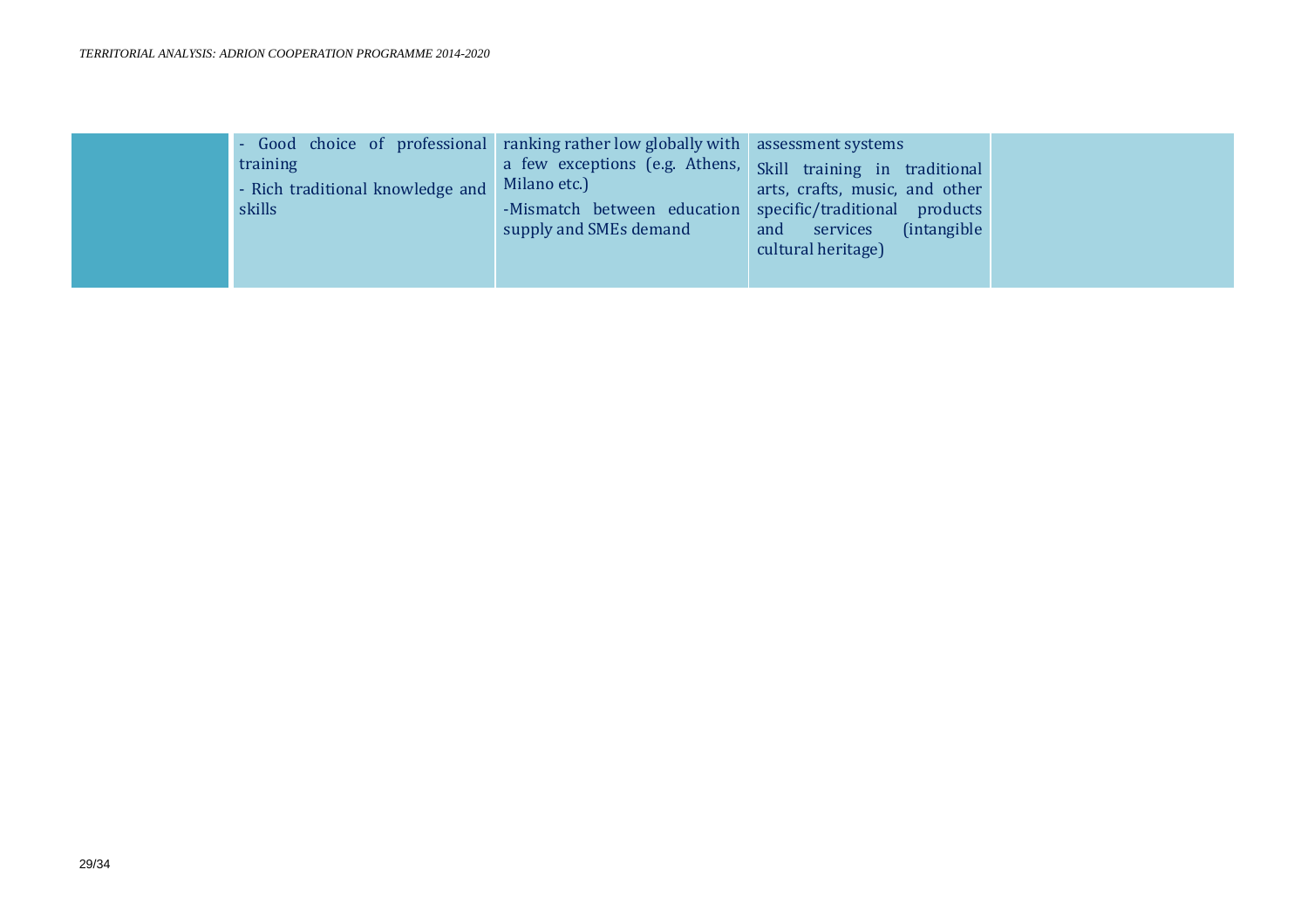| | | | | |
|---|---|---|---|---|
| | - Good choice of professional training<br>- Rich traditional knowledge and skills | ranking rather low globally with a few exceptions (e.g. Athens, Milano etc.)<br>-Mismatch between education supply and SMEs demand | assessment systems<br>Skill training in traditional arts, crafts, music, and other specific/traditional products and services (intangible cultural heritage) | |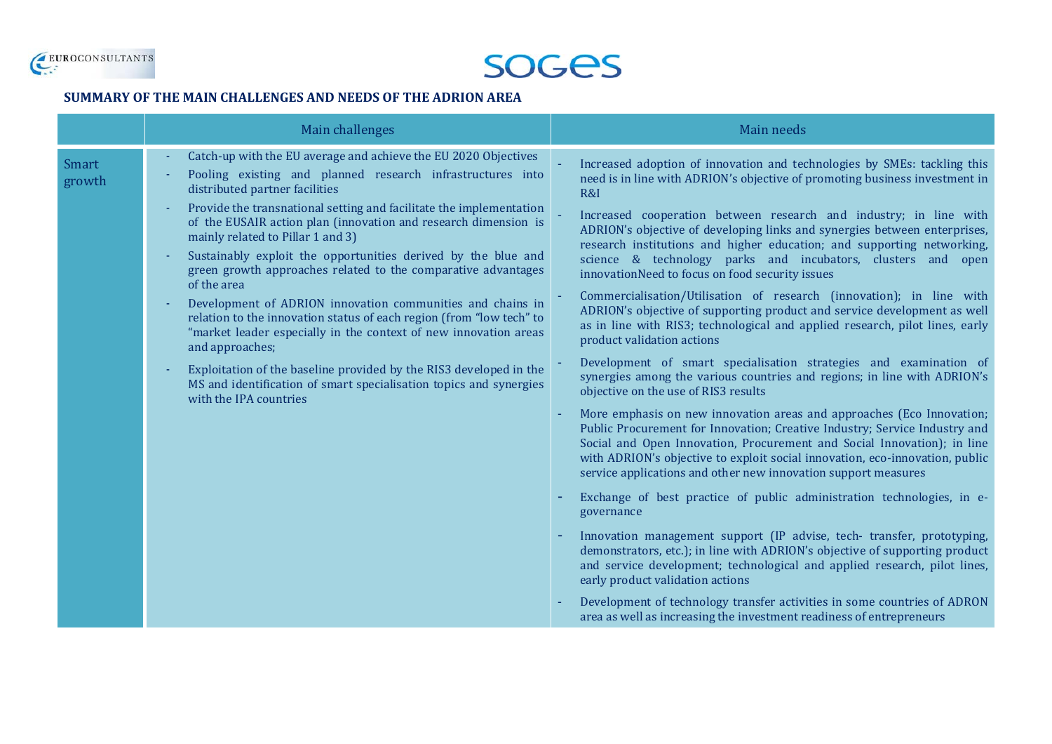**SUMMARY OF THE MAIN CHALLENGES AND NEEDS OF THE ADRION AREA**

| | Main challenges | Main needs |
|---|---|---|
| Smart growth | - Catch-up with the EU average and achieve the EU 2020 Objectives<br>- Pooling existing and planned research infrastructures into distributed partner facilities<br>- Provide the transnational setting and facilitate the implementation of the EUSAIR action plan (innovation and research dimension is mainly related to Pillar 1 and 3)<br>- Sustainably exploit the opportunities derived by the blue and green growth approaches related to the comparative advantages of the area<br>- Development of ADRION innovation communities and chains in relation to the innovation status of each region (from "low tech" to "market leader especially in the context of new innovation areas and approaches;<br>- Exploitation of the baseline provided by the RIS3 developed in the MS and identification of smart specialisation topics and synergies with the IPA countries | - Increased adoption of innovation and technologies by SMEs: tackling this need is in line with ADRION's objective of promoting business investment in R&I<br>- Increased cooperation between research and industry; in line with ADRION's objective of developing links and synergies between enterprises, research institutions and higher education; and supporting networking, science & technology parks and incubators, clusters and open innovationNeed to focus on food security issues<br>- Commercialisation/Utilisation of research (innovation); in line with ADRION's objective of supporting product and service development as well as in line with RIS3; technological and applied research, pilot lines, early product validation actions<br>- Development of smart specialisation strategies and examination of synergies among the various countries and regions; in line with ADRION's objective on the use of RIS3 results<br>- More emphasis on new innovation areas and approaches (Eco Innovation; Public Procurement for Innovation; Creative Industry; Service Industry and Social and Open Innovation, Procurement and Social Innovation); in line with ADRION's objective to exploit social innovation, eco-innovation, public service applications and other new innovation support measures<br>- Exchange of best practice of public administration technologies, in e-governance<br>- Innovation management support (IP advise, tech- transfer, prototyping, demonstrators, etc.); in line with ADRION's objective of supporting product and service development; technological and applied research, pilot lines, early product validation actions<br>- Development of technology transfer activities in some countries of ADRON area as well as increasing the investment readiness of entrepreneurs |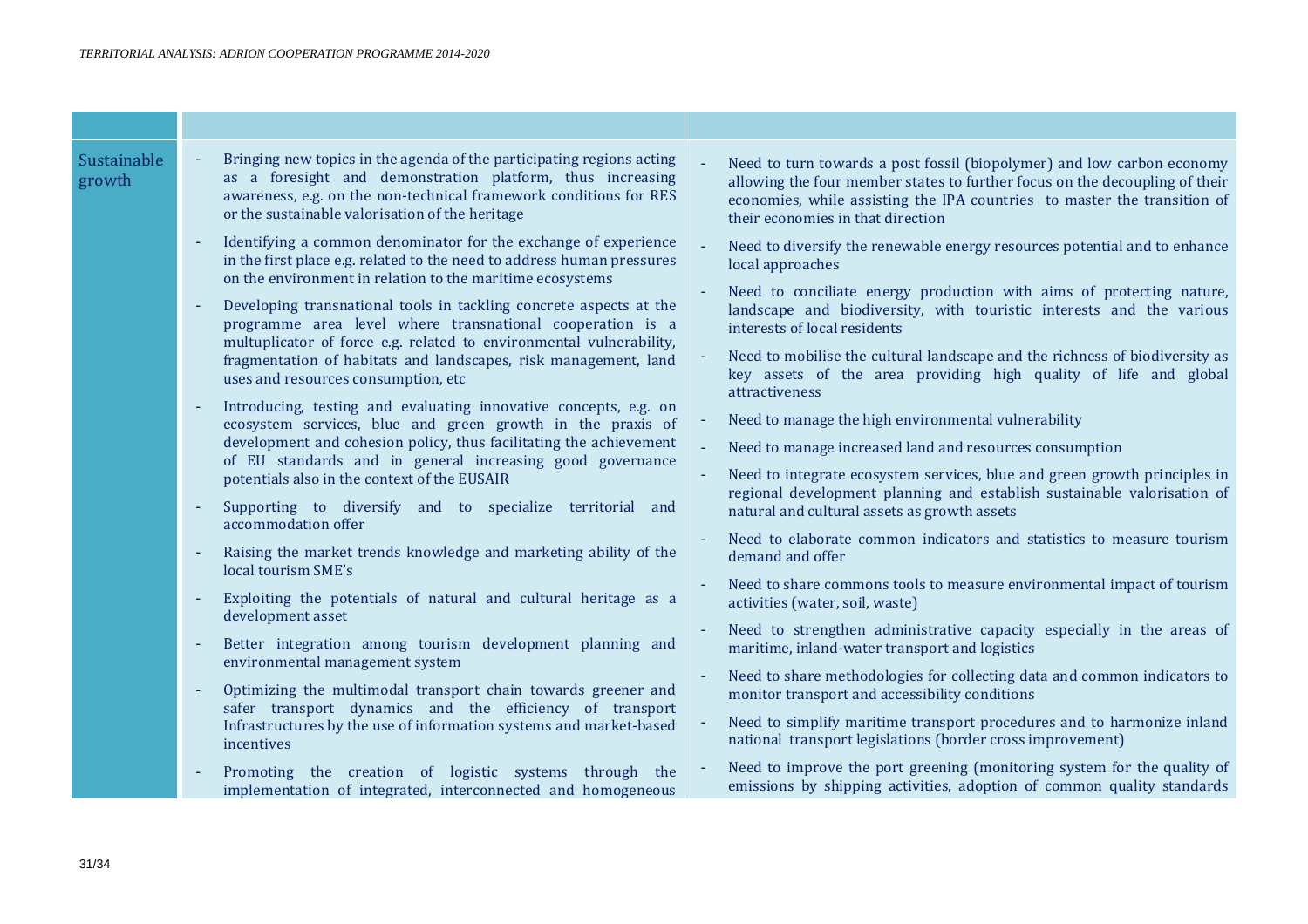| | | |
|---|---|---|
| Sustainable growth | - Bringing new topics in the agenda of the participating regions acting as a foresight and demonstration platform, thus increasing awareness, e.g. on the non-technical framework conditions for RES or the sustainable valorisation of the heritage<br>- Identifying a common denominator for the exchange of experience in the first place e.g. related to the need to address human pressures on the environment in relation to the maritime ecosystems<br>- Developing transnational tools in tackling concrete aspects at the programme area level where transnational cooperation is a multiplicator of force e.g. related to environmental vulnerability, fragmentation of habitats and landscapes, risk management, land uses and resources consumption, etc<br>- Introducing, testing and evaluating innovative concepts, e.g. on ecosystem services, blue and green growth in the praxis of development and cohesion policy, thus facilitating the achievement of EU standards and in general increasing good governance potentials also in the context of the EUSAIR<br>- Supporting to diversify and to specialize territorial and accommodation offer<br>- Raising the market trends knowledge and marketing ability of the local tourism SME's<br>- Exploiting the potentials of natural and cultural heritage as a development asset<br>- Better integration among tourism development planning and environmental management system<br>- Optimizing the multimodal transport chain towards greener and safer transport dynamics and the efficiency of transport Infrastructures by the use of information systems and market-based incentives<br>- Promoting the creation of logistic systems through the implementation of integrated, interconnected and homogeneous | - Need to turn towards a post fossil (biopolymer) and low carbon economy allowing the four member states to further focus on the decoupling of their economies, while assisting the IPA countries to master the transition of their economies in that direction<br>- Need to diversify the renewable energy resources potential and to enhance local approaches<br>- Need to conciliate energy production with aims of protecting nature, landscape and biodiversity, with touristic interests and the various interests of local residents<br>- Need to mobilise the cultural landscape and the richness of biodiversity as key assets of the area providing high quality of life and global attractiveness<br>- Need to manage the high environmental vulnerability<br>- Need to manage increased land and resources consumption<br>- Need to integrate ecosystem services, blue and green growth principles in regional development planning and establish sustainable valorisation of natural and cultural assets as growth assets<br>- Need to elaborate common indicators and statistics to measure tourism demand and offer<br>- Need to share commons tools to measure environmental impact of tourism activities (water, soil, waste)<br>- Need to strengthen administrative capacity especially in the areas of maritime, inland-water transport and logistics<br>- Need to share methodologies for collecting data and common indicators to monitor transport and accessibility conditions<br>- Need to simplify maritime transport procedures and to harmonize inland national transport legislations (border cross improvement)<br>- Need to improve the port greening (monitoring system for the quality of emissions by shipping activities, adoption of common quality standards |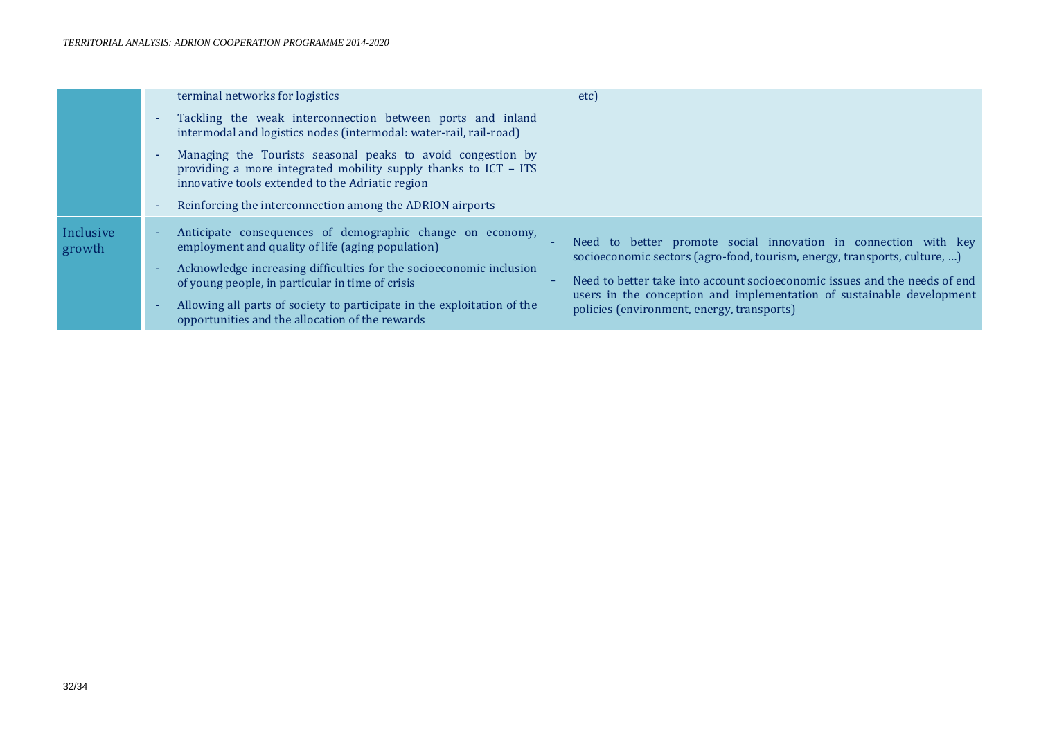| | | |
|---|---|---|
| | terminal networks for logistics<br>- Tackling the weak interconnection between ports and inland intermodal and logistics nodes (intermodal: water-rail, rail-road)<br>- Managing the Tourists seasonal peaks to avoid congestion by providing a more integrated mobility supply thanks to ICT – ITS innovative tools extended to the Adriatic region<br>- Reinforcing the interconnection among the ADRION airports | etc) |
| Inclusive growth | - Anticipate consequences of demographic change on economy, employment and quality of life (aging population)<br>- Acknowledge increasing difficulties for the socioeconomic inclusion of young people, in particular in time of crisis<br>- Allowing all parts of society to participate in the exploitation of the opportunities and the allocation of the rewards | - Need to better promote social innovation in connection with key socioeconomic sectors (agro-food, tourism, energy, transports, culture, …)<br>- Need to better take into account socioeconomic issues and the needs of end users in the conception and implementation of sustainable development policies (environment, energy, transports) |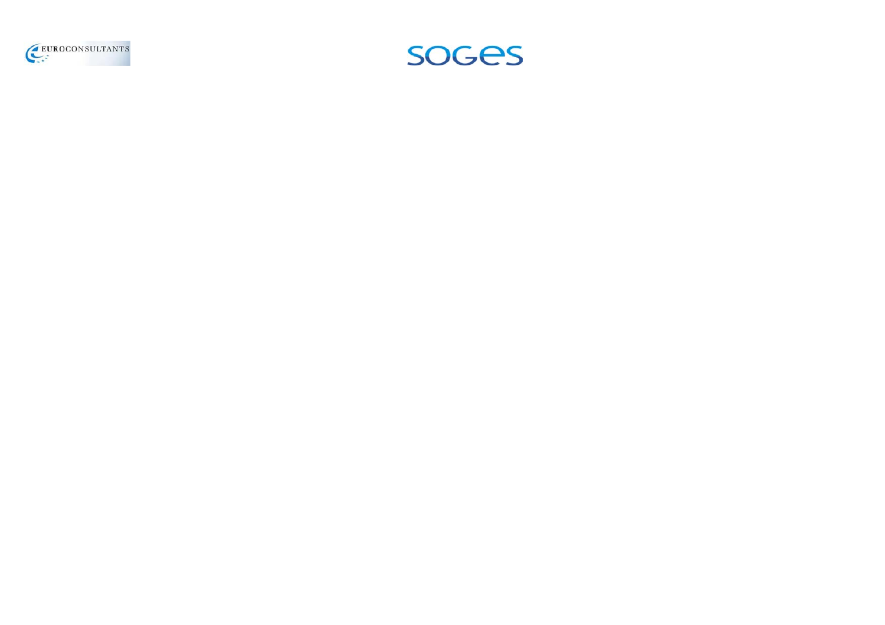EUROCONSULTANTS

SOGES